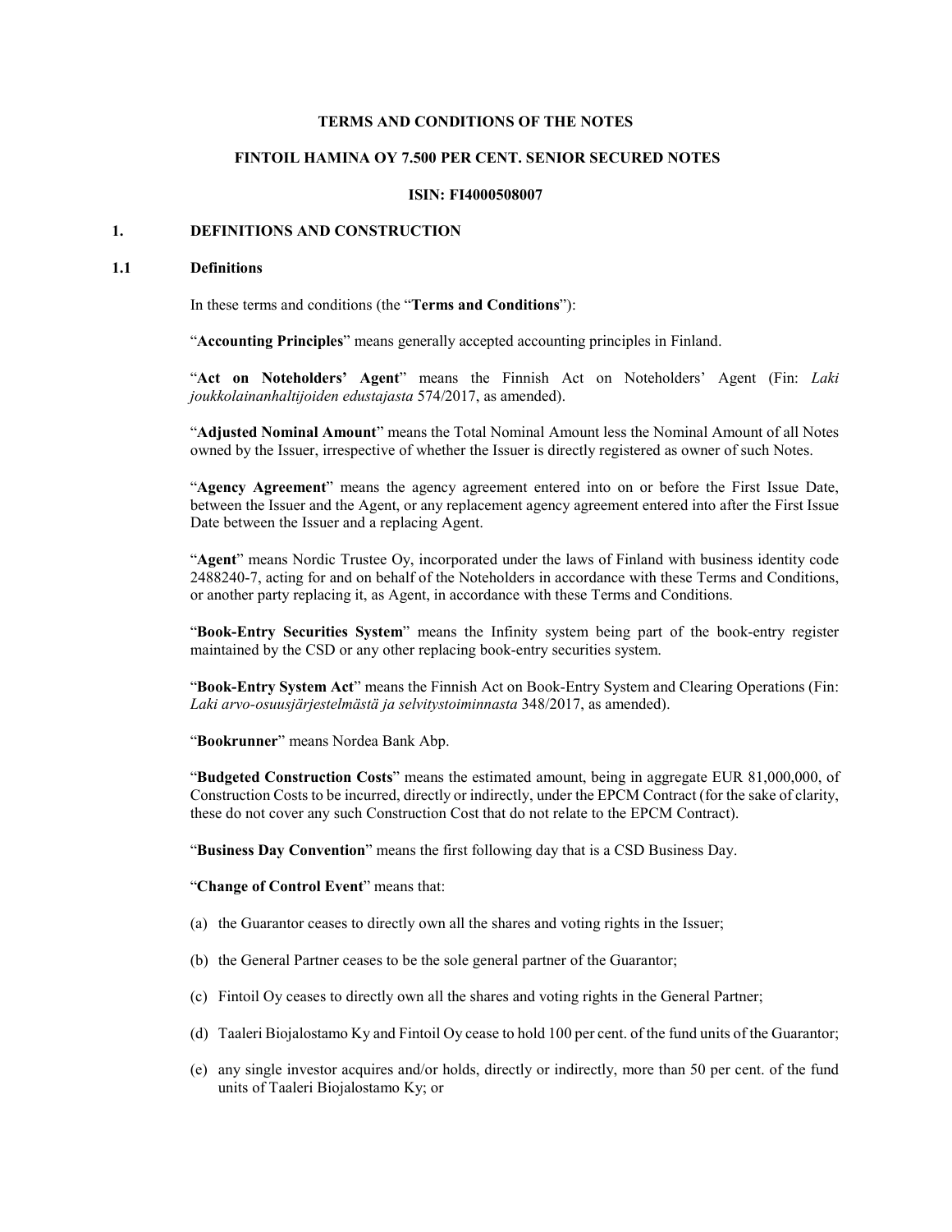**TERMS AND CONDITIONS OF THE NOTES**

**FINTOIL HAMINA OY 7.500 PER CENT. SENIOR SECURED NOTES**

**ISIN: FI4000508007**

## 1. DEFINITIONS AND CONSTRUCTION

### 1.1 Definitions

In these terms and conditions (the "**Terms and Conditions**"):

"**Accounting Principles**" means generally accepted accounting principles in Finland.

"**Act on Noteholders' Agent**" means the Finnish Act on Noteholders' Agent (Fin: *Laki joukkolainanhaltijoiden edustajasta* 574/2017, as amended).

"**Adjusted Nominal Amount**" means the Total Nominal Amount less the Nominal Amount of all Notes owned by the Issuer, irrespective of whether the Issuer is directly registered as owner of such Notes.

"**Agency Agreement**" means the agency agreement entered into on or before the First Issue Date, between the Issuer and the Agent, or any replacement agency agreement entered into after the First Issue Date between the Issuer and a replacing Agent.

"**Agent**" means Nordic Trustee Oy, incorporated under the laws of Finland with business identity code 2488240-7, acting for and on behalf of the Noteholders in accordance with these Terms and Conditions, or another party replacing it, as Agent, in accordance with these Terms and Conditions.

"**Book-Entry Securities System**" means the Infinity system being part of the book-entry register maintained by the CSD or any other replacing book-entry securities system.

"**Book-Entry System Act**" means the Finnish Act on Book-Entry System and Clearing Operations (Fin: *Laki arvo-osuusjärjestelmästä ja selvitystoiminnasta* 348/2017, as amended).

"**Bookrunner**" means Nordea Bank Abp.

"**Budgeted Construction Costs**" means the estimated amount, being in aggregate EUR 81,000,000, of Construction Costs to be incurred, directly or indirectly, under the EPCM Contract (for the sake of clarity, these do not cover any such Construction Cost that do not relate to the EPCM Contract).

"**Business Day Convention**" means the first following day that is a CSD Business Day.

"**Change of Control Event**" means that:

(a) the Guarantor ceases to directly own all the shares and voting rights in the Issuer;

(b) the General Partner ceases to be the sole general partner of the Guarantor;

(c) Fintoil Oy ceases to directly own all the shares and voting rights in the General Partner;

(d) Taaleri Biojalostamo Ky and Fintoil Oy cease to hold 100 per cent. of the fund units of the Guarantor;

(e) any single investor acquires and/or holds, directly or indirectly, more than 50 per cent. of the fund units of Taaleri Biojalostamo Ky; or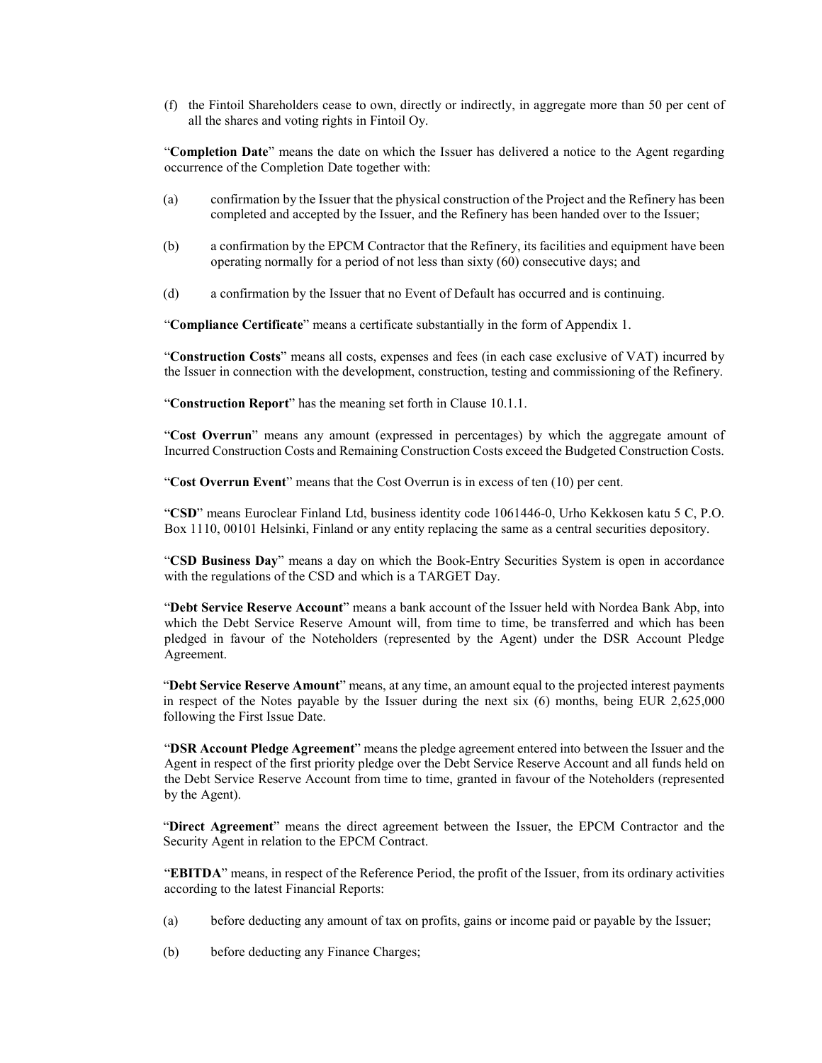(f) the Fintoil Shareholders cease to own, directly or indirectly, in aggregate more than 50 per cent of all the shares and voting rights in Fintoil Oy.

"**Completion Date**" means the date on which the Issuer has delivered a notice to the Agent regarding occurrence of the Completion Date together with:

(a) confirmation by the Issuer that the physical construction of the Project and the Refinery has been completed and accepted by the Issuer, and the Refinery has been handed over to the Issuer;

(b) a confirmation by the EPCM Contractor that the Refinery, its facilities and equipment have been operating normally for a period of not less than sixty (60) consecutive days; and

(d) a confirmation by the Issuer that no Event of Default has occurred and is continuing.

"**Compliance Certificate**" means a certificate substantially in the form of Appendix 1.

"**Construction Costs**" means all costs, expenses and fees (in each case exclusive of VAT) incurred by the Issuer in connection with the development, construction, testing and commissioning of the Refinery.

"**Construction Report**" has the meaning set forth in Clause 10.1.1.

"**Cost Overrun**" means any amount (expressed in percentages) by which the aggregate amount of Incurred Construction Costs and Remaining Construction Costs exceed the Budgeted Construction Costs.

"**Cost Overrun Event**" means that the Cost Overrun is in excess of ten (10) per cent.

"**CSD**" means Euroclear Finland Ltd, business identity code 1061446-0, Urho Kekkosen katu 5 C, P.O. Box 1110, 00101 Helsinki, Finland or any entity replacing the same as a central securities depository.

"**CSD Business Day**" means a day on which the Book-Entry Securities System is open in accordance with the regulations of the CSD and which is a TARGET Day.

"**Debt Service Reserve Account**" means a bank account of the Issuer held with Nordea Bank Abp, into which the Debt Service Reserve Amount will, from time to time, be transferred and which has been pledged in favour of the Noteholders (represented by the Agent) under the DSR Account Pledge Agreement.

"**Debt Service Reserve Amount**" means, at any time, an amount equal to the projected interest payments in respect of the Notes payable by the Issuer during the next six (6) months, being EUR 2,625,000 following the First Issue Date.

"**DSR Account Pledge Agreement**" means the pledge agreement entered into between the Issuer and the Agent in respect of the first priority pledge over the Debt Service Reserve Account and all funds held on the Debt Service Reserve Account from time to time, granted in favour of the Noteholders (represented by the Agent).

"**Direct Agreement**" means the direct agreement between the Issuer, the EPCM Contractor and the Security Agent in relation to the EPCM Contract.

"**EBITDA**" means, in respect of the Reference Period, the profit of the Issuer, from its ordinary activities according to the latest Financial Reports:

(a) before deducting any amount of tax on profits, gains or income paid or payable by the Issuer;

(b) before deducting any Finance Charges;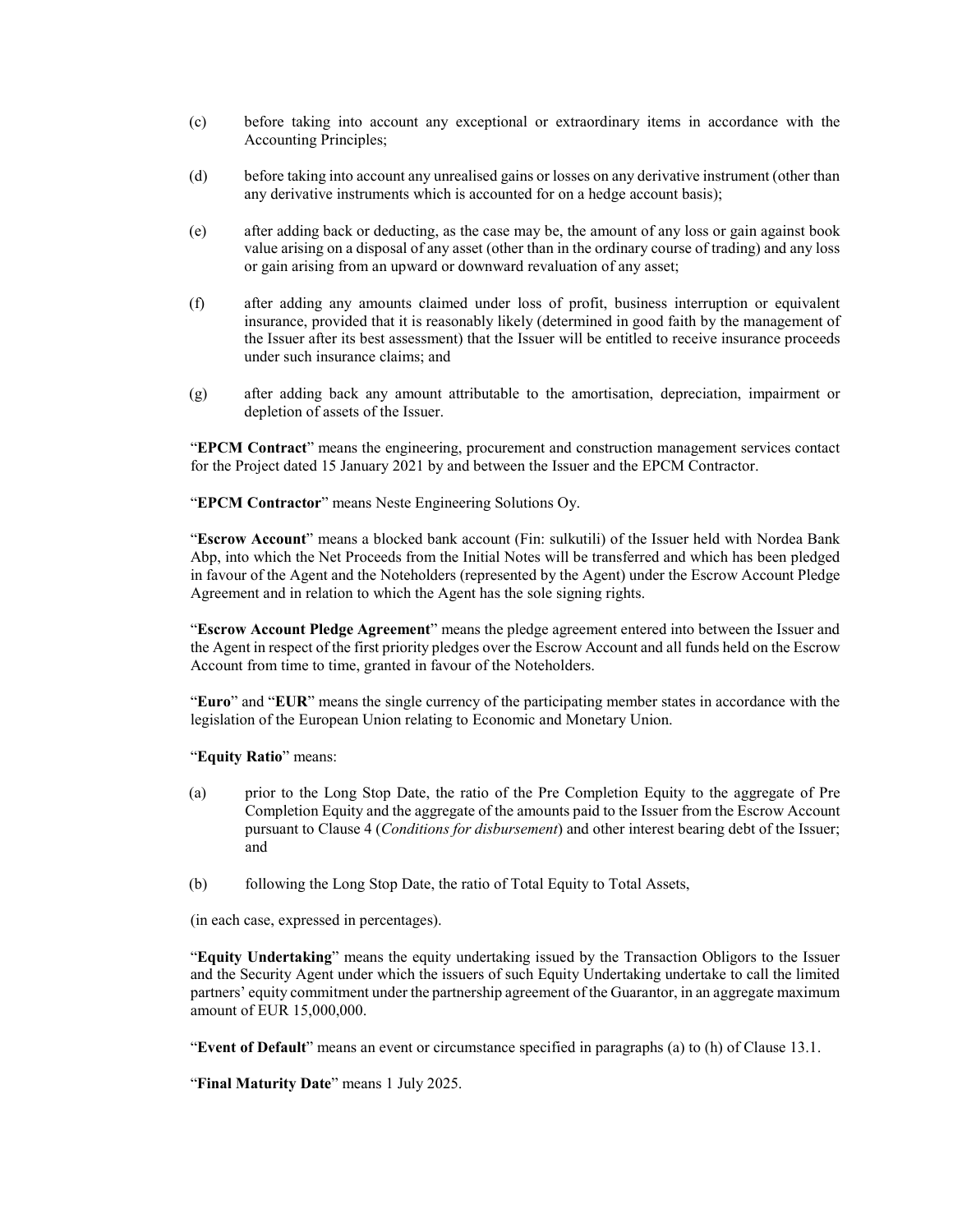(c) before taking into account any exceptional or extraordinary items in accordance with the Accounting Principles;

(d) before taking into account any unrealised gains or losses on any derivative instrument (other than any derivative instruments which is accounted for on a hedge account basis);

(e) after adding back or deducting, as the case may be, the amount of any loss or gain against book value arising on a disposal of any asset (other than in the ordinary course of trading) and any loss or gain arising from an upward or downward revaluation of any asset;

(f) after adding any amounts claimed under loss of profit, business interruption or equivalent insurance, provided that it is reasonably likely (determined in good faith by the management of the Issuer after its best assessment) that the Issuer will be entitled to receive insurance proceeds under such insurance claims; and

(g) after adding back any amount attributable to the amortisation, depreciation, impairment or depletion of assets of the Issuer.

"**EPCM Contract**" means the engineering, procurement and construction management services contact for the Project dated 15 January 2021 by and between the Issuer and the EPCM Contractor.

"**EPCM Contractor**" means Neste Engineering Solutions Oy.

"**Escrow Account**" means a blocked bank account (Fin: sulkutili) of the Issuer held with Nordea Bank Abp, into which the Net Proceeds from the Initial Notes will be transferred and which has been pledged in favour of the Agent and the Noteholders (represented by the Agent) under the Escrow Account Pledge Agreement and in relation to which the Agent has the sole signing rights.

"**Escrow Account Pledge Agreement**" means the pledge agreement entered into between the Issuer and the Agent in respect of the first priority pledges over the Escrow Account and all funds held on the Escrow Account from time to time, granted in favour of the Noteholders.

"**Euro**" and "**EUR**" means the single currency of the participating member states in accordance with the legislation of the European Union relating to Economic and Monetary Union.

"**Equity Ratio**" means:

(a) prior to the Long Stop Date, the ratio of the Pre Completion Equity to the aggregate of Pre Completion Equity and the aggregate of the amounts paid to the Issuer from the Escrow Account pursuant to Clause 4 (*Conditions for disbursement*) and other interest bearing debt of the Issuer; and

(b) following the Long Stop Date, the ratio of Total Equity to Total Assets,

(in each case, expressed in percentages).

"**Equity Undertaking**" means the equity undertaking issued by the Transaction Obligors to the Issuer and the Security Agent under which the issuers of such Equity Undertaking undertake to call the limited partners' equity commitment under the partnership agreement of the Guarantor, in an aggregate maximum amount of EUR 15,000,000.

"**Event of Default**" means an event or circumstance specified in paragraphs (a) to (h) of Clause 13.1.

"**Final Maturity Date**" means 1 July 2025.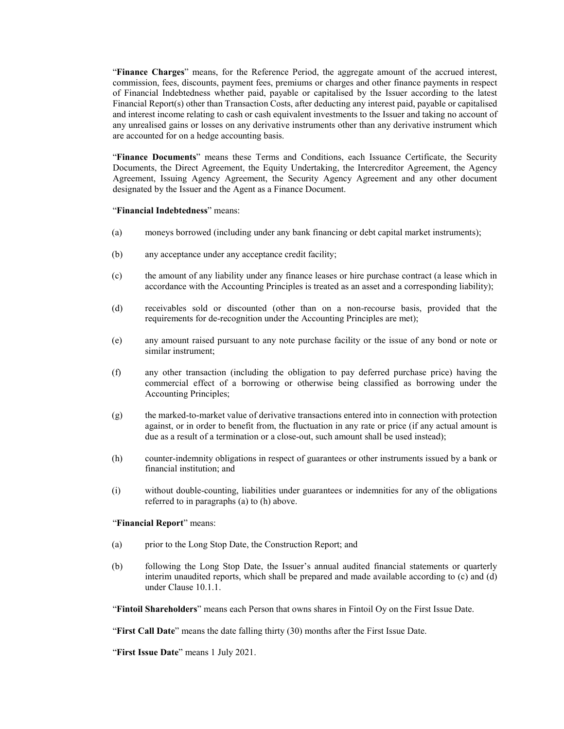"**Finance Charges**" means, for the Reference Period, the aggregate amount of the accrued interest, commission, fees, discounts, payment fees, premiums or charges and other finance payments in respect of Financial Indebtedness whether paid, payable or capitalised by the Issuer according to the latest Financial Report(s) other than Transaction Costs, after deducting any interest paid, payable or capitalised and interest income relating to cash or cash equivalent investments to the Issuer and taking no account of any unrealised gains or losses on any derivative instruments other than any derivative instrument which are accounted for on a hedge accounting basis.

"**Finance Documents**" means these Terms and Conditions, each Issuance Certificate, the Security Documents, the Direct Agreement, the Equity Undertaking, the Intercreditor Agreement, the Agency Agreement, Issuing Agency Agreement, the Security Agency Agreement and any other document designated by the Issuer and the Agent as a Finance Document.

"**Financial Indebtedness**" means:

(a) moneys borrowed (including under any bank financing or debt capital market instruments);

(b) any acceptance under any acceptance credit facility;

(c) the amount of any liability under any finance leases or hire purchase contract (a lease which in accordance with the Accounting Principles is treated as an asset and a corresponding liability);

(d) receivables sold or discounted (other than on a non-recourse basis, provided that the requirements for de-recognition under the Accounting Principles are met);

(e) any amount raised pursuant to any note purchase facility or the issue of any bond or note or similar instrument;

(f) any other transaction (including the obligation to pay deferred purchase price) having the commercial effect of a borrowing or otherwise being classified as borrowing under the Accounting Principles;

(g) the marked-to-market value of derivative transactions entered into in connection with protection against, or in order to benefit from, the fluctuation in any rate or price (if any actual amount is due as a result of a termination or a close-out, such amount shall be used instead);

(h) counter-indemnity obligations in respect of guarantees or other instruments issued by a bank or financial institution; and

(i) without double-counting, liabilities under guarantees or indemnities for any of the obligations referred to in paragraphs (a) to (h) above.

"**Financial Report**" means:

(a) prior to the Long Stop Date, the Construction Report; and

(b) following the Long Stop Date, the Issuer's annual audited financial statements or quarterly interim unaudited reports, which shall be prepared and made available according to (c) and (d) under Clause 10.1.1.

"**Fintoil Shareholders**" means each Person that owns shares in Fintoil Oy on the First Issue Date.

"**First Call Date**" means the date falling thirty (30) months after the First Issue Date.

"**First Issue Date**" means 1 July 2021.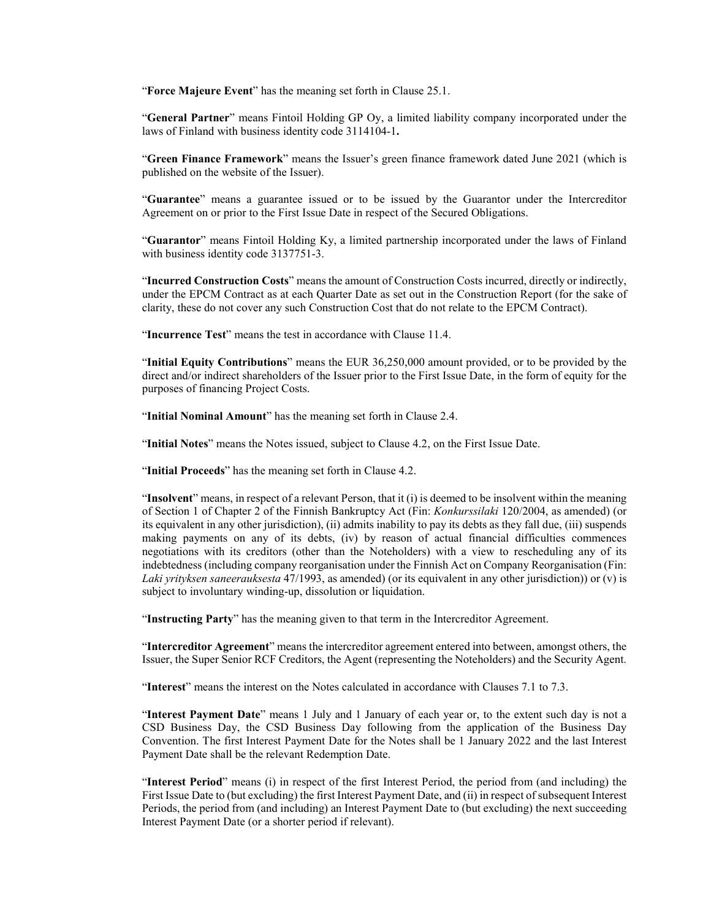"**Force Majeure Event**" has the meaning set forth in Clause 25.1.

"**General Partner**" means Fintoil Holding GP Oy, a limited liability company incorporated under the laws of Finland with business identity code 3114104-1**.**

"**Green Finance Framework**" means the Issuer's green finance framework dated June 2021 (which is published on the website of the Issuer).

"**Guarantee**" means a guarantee issued or to be issued by the Guarantor under the Intercreditor Agreement on or prior to the First Issue Date in respect of the Secured Obligations.

"**Guarantor**" means Fintoil Holding Ky, a limited partnership incorporated under the laws of Finland with business identity code 3137751-3.

"**Incurred Construction Costs**" means the amount of Construction Costs incurred, directly or indirectly, under the EPCM Contract as at each Quarter Date as set out in the Construction Report (for the sake of clarity, these do not cover any such Construction Cost that do not relate to the EPCM Contract).

"**Incurrence Test**" means the test in accordance with Clause 11.4.

"**Initial Equity Contributions**" means the EUR 36,250,000 amount provided, or to be provided by the direct and/or indirect shareholders of the Issuer prior to the First Issue Date, in the form of equity for the purposes of financing Project Costs.

"**Initial Nominal Amount**" has the meaning set forth in Clause 2.4.

"**Initial Notes**" means the Notes issued, subject to Clause 4.2, on the First Issue Date.

"**Initial Proceeds**" has the meaning set forth in Clause 4.2.

"**Insolvent**" means, in respect of a relevant Person, that it (i) is deemed to be insolvent within the meaning of Section 1 of Chapter 2 of the Finnish Bankruptcy Act (Fin: *Konkurssilaki* 120/2004, as amended) (or its equivalent in any other jurisdiction), (ii) admits inability to pay its debts as they fall due, (iii) suspends making payments on any of its debts, (iv) by reason of actual financial difficulties commences negotiations with its creditors (other than the Noteholders) with a view to rescheduling any of its indebtedness (including company reorganisation under the Finnish Act on Company Reorganisation (Fin: *Laki yrityksen saneerauksesta* 47/1993, as amended) (or its equivalent in any other jurisdiction)) or (v) is subject to involuntary winding-up, dissolution or liquidation.

"**Instructing Party**" has the meaning given to that term in the Intercreditor Agreement.

"**Intercreditor Agreement**" means the intercreditor agreement entered into between, amongst others, the Issuer, the Super Senior RCF Creditors, the Agent (representing the Noteholders) and the Security Agent.

"**Interest**" means the interest on the Notes calculated in accordance with Clauses 7.1 to 7.3.

"**Interest Payment Date**" means 1 July and 1 January of each year or, to the extent such day is not a CSD Business Day, the CSD Business Day following from the application of the Business Day Convention. The first Interest Payment Date for the Notes shall be 1 January 2022 and the last Interest Payment Date shall be the relevant Redemption Date.

"**Interest Period**" means (i) in respect of the first Interest Period, the period from (and including) the First Issue Date to (but excluding) the first Interest Payment Date, and (ii) in respect of subsequent Interest Periods, the period from (and including) an Interest Payment Date to (but excluding) the next succeeding Interest Payment Date (or a shorter period if relevant).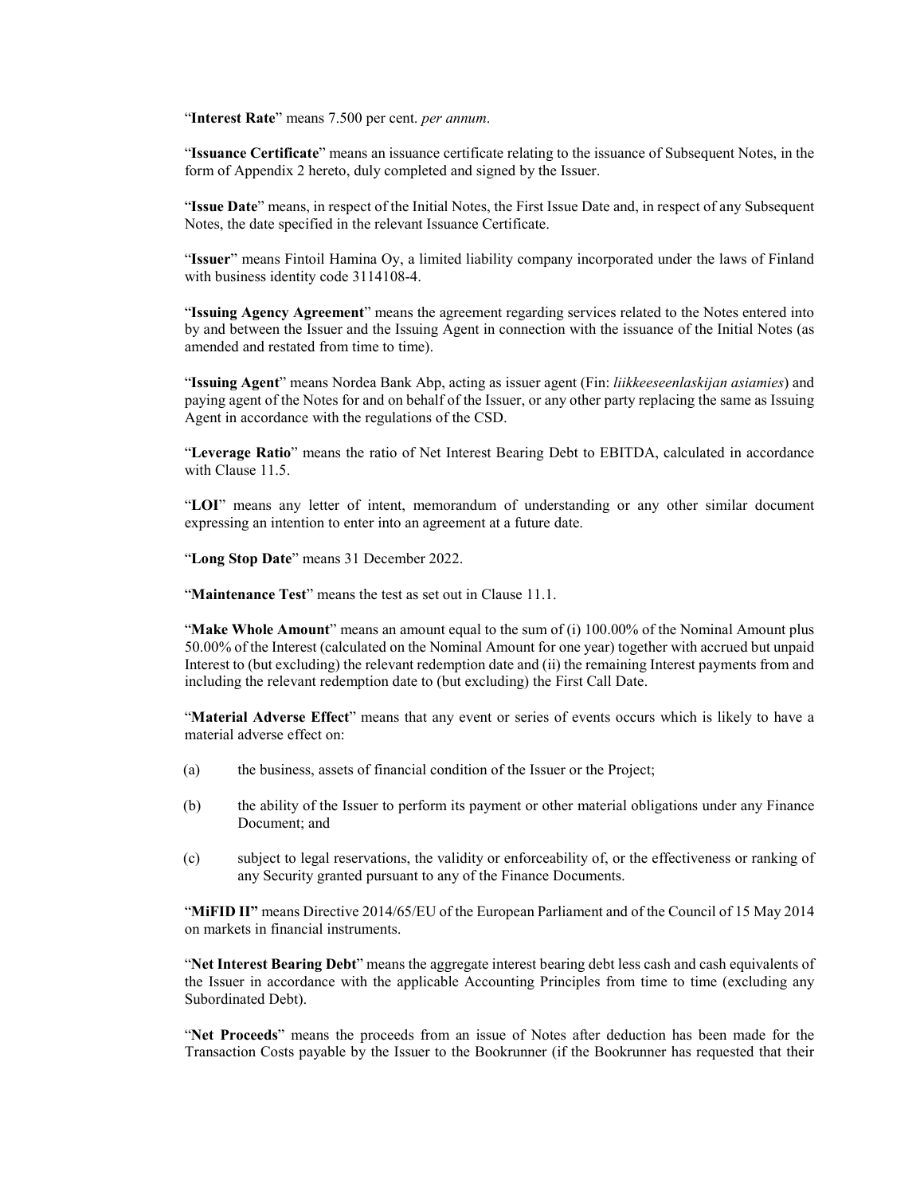"**Interest Rate**" means 7.500 per cent. *per annum*.

"**Issuance Certificate**" means an issuance certificate relating to the issuance of Subsequent Notes, in the form of Appendix 2 hereto, duly completed and signed by the Issuer.

"**Issue Date**" means, in respect of the Initial Notes, the First Issue Date and, in respect of any Subsequent Notes, the date specified in the relevant Issuance Certificate.

"**Issuer**" means Fintoil Hamina Oy, a limited liability company incorporated under the laws of Finland with business identity code 3114108-4.

"**Issuing Agency Agreement**" means the agreement regarding services related to the Notes entered into by and between the Issuer and the Issuing Agent in connection with the issuance of the Initial Notes (as amended and restated from time to time).

"**Issuing Agent**" means Nordea Bank Abp, acting as issuer agent (Fin: *liikkeeseenlaskijan asiamies*) and paying agent of the Notes for and on behalf of the Issuer, or any other party replacing the same as Issuing Agent in accordance with the regulations of the CSD.

"**Leverage Ratio**" means the ratio of Net Interest Bearing Debt to EBITDA, calculated in accordance with Clause 11.5.

"**LOI**" means any letter of intent, memorandum of understanding or any other similar document expressing an intention to enter into an agreement at a future date.

"**Long Stop Date**" means 31 December 2022.

"**Maintenance Test**" means the test as set out in Clause 11.1.

"**Make Whole Amount**" means an amount equal to the sum of (i) 100.00% of the Nominal Amount plus 50.00% of the Interest (calculated on the Nominal Amount for one year) together with accrued but unpaid Interest to (but excluding) the relevant redemption date and (ii) the remaining Interest payments from and including the relevant redemption date to (but excluding) the First Call Date.

"**Material Adverse Effect**" means that any event or series of events occurs which is likely to have a material adverse effect on:

(a) the business, assets of financial condition of the Issuer or the Project;

(b) the ability of the Issuer to perform its payment or other material obligations under any Finance Document; and

(c) subject to legal reservations, the validity or enforceability of, or the effectiveness or ranking of any Security granted pursuant to any of the Finance Documents.

"**MiFID II"** means Directive 2014/65/EU of the European Parliament and of the Council of 15 May 2014 on markets in financial instruments.

"**Net Interest Bearing Debt**" means the aggregate interest bearing debt less cash and cash equivalents of the Issuer in accordance with the applicable Accounting Principles from time to time (excluding any Subordinated Debt).

"**Net Proceeds**" means the proceeds from an issue of Notes after deduction has been made for the Transaction Costs payable by the Issuer to the Bookrunner (if the Bookrunner has requested that their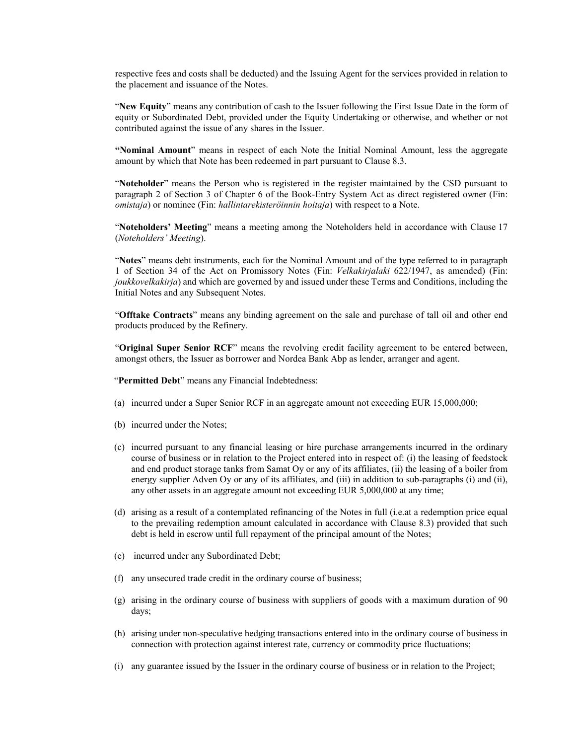respective fees and costs shall be deducted) and the Issuing Agent for the services provided in relation to the placement and issuance of the Notes.

"**New Equity**" means any contribution of cash to the Issuer following the First Issue Date in the form of equity or Subordinated Debt, provided under the Equity Undertaking or otherwise, and whether or not contributed against the issue of any shares in the Issuer.

**"Nominal Amount**" means in respect of each Note the Initial Nominal Amount, less the aggregate amount by which that Note has been redeemed in part pursuant to Clause 8.3.

"**Noteholder**" means the Person who is registered in the register maintained by the CSD pursuant to paragraph 2 of Section 3 of Chapter 6 of the Book-Entry System Act as direct registered owner (Fin: *omistaja*) or nominee (Fin: *hallintarekisteröinnin hoitaja*) with respect to a Note.

"**Noteholders' Meeting**" means a meeting among the Noteholders held in accordance with Clause 17 (*Noteholders' Meeting*).

"**Notes**" means debt instruments, each for the Nominal Amount and of the type referred to in paragraph 1 of Section 34 of the Act on Promissory Notes (Fin: *Velkakirjalaki* 622/1947, as amended) (Fin: *joukkovelkakirja*) and which are governed by and issued under these Terms and Conditions, including the Initial Notes and any Subsequent Notes.

"**Offtake Contracts**" means any binding agreement on the sale and purchase of tall oil and other end products produced by the Refinery.

"**Original Super Senior RCF**" means the revolving credit facility agreement to be entered between, amongst others, the Issuer as borrower and Nordea Bank Abp as lender, arranger and agent.

"**Permitted Debt**" means any Financial Indebtedness:

(a) incurred under a Super Senior RCF in an aggregate amount not exceeding EUR 15,000,000;

(b) incurred under the Notes;

(c) incurred pursuant to any financial leasing or hire purchase arrangements incurred in the ordinary course of business or in relation to the Project entered into in respect of: (i) the leasing of feedstock and end product storage tanks from Samat Oy or any of its affiliates, (ii) the leasing of a boiler from energy supplier Adven Oy or any of its affiliates, and (iii) in addition to sub-paragraphs (i) and (ii), any other assets in an aggregate amount not exceeding EUR 5,000,000 at any time;

(d) arising as a result of a contemplated refinancing of the Notes in full (i.e.at a redemption price equal to the prevailing redemption amount calculated in accordance with Clause 8.3) provided that such debt is held in escrow until full repayment of the principal amount of the Notes;

(e) incurred under any Subordinated Debt;

(f) any unsecured trade credit in the ordinary course of business;

(g) arising in the ordinary course of business with suppliers of goods with a maximum duration of 90 days;

(h) arising under non-speculative hedging transactions entered into in the ordinary course of business in connection with protection against interest rate, currency or commodity price fluctuations;

(i) any guarantee issued by the Issuer in the ordinary course of business or in relation to the Project;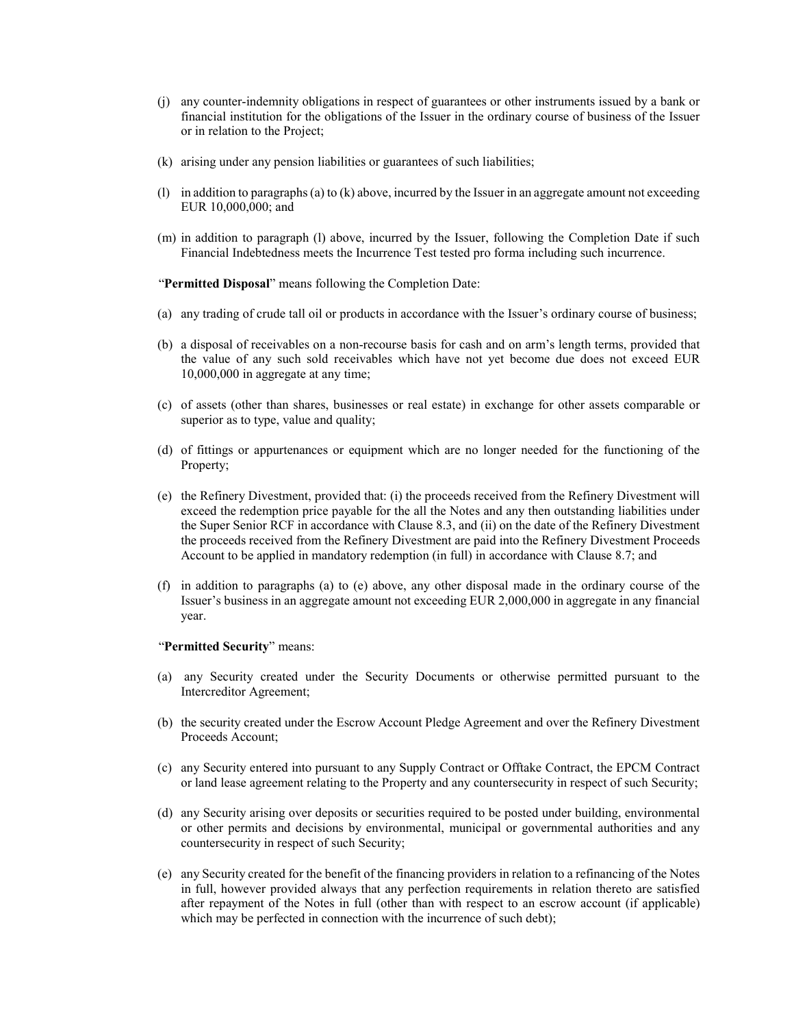(j) any counter-indemnity obligations in respect of guarantees or other instruments issued by a bank or financial institution for the obligations of the Issuer in the ordinary course of business of the Issuer or in relation to the Project;

(k) arising under any pension liabilities or guarantees of such liabilities;

(l) in addition to paragraphs (a) to (k) above, incurred by the Issuer in an aggregate amount not exceeding EUR 10,000,000; and

(m) in addition to paragraph (l) above, incurred by the Issuer, following the Completion Date if such Financial Indebtedness meets the Incurrence Test tested pro forma including such incurrence.

"**Permitted Disposal**" means following the Completion Date:

(a) any trading of crude tall oil or products in accordance with the Issuer's ordinary course of business;

(b) a disposal of receivables on a non-recourse basis for cash and on arm's length terms, provided that the value of any such sold receivables which have not yet become due does not exceed EUR 10,000,000 in aggregate at any time;

(c) of assets (other than shares, businesses or real estate) in exchange for other assets comparable or superior as to type, value and quality;

(d) of fittings or appurtenances or equipment which are no longer needed for the functioning of the Property;

(e) the Refinery Divestment, provided that: (i) the proceeds received from the Refinery Divestment will exceed the redemption price payable for the all the Notes and any then outstanding liabilities under the Super Senior RCF in accordance with Clause 8.3, and (ii) on the date of the Refinery Divestment the proceeds received from the Refinery Divestment are paid into the Refinery Divestment Proceeds Account to be applied in mandatory redemption (in full) in accordance with Clause 8.7; and

(f) in addition to paragraphs (a) to (e) above, any other disposal made in the ordinary course of the Issuer's business in an aggregate amount not exceeding EUR 2,000,000 in aggregate in any financial year.

"**Permitted Security**" means:

(a) any Security created under the Security Documents or otherwise permitted pursuant to the Intercreditor Agreement;

(b) the security created under the Escrow Account Pledge Agreement and over the Refinery Divestment Proceeds Account;

(c) any Security entered into pursuant to any Supply Contract or Offtake Contract, the EPCM Contract or land lease agreement relating to the Property and any countersecurity in respect of such Security;

(d) any Security arising over deposits or securities required to be posted under building, environmental or other permits and decisions by environmental, municipal or governmental authorities and any countersecurity in respect of such Security;

(e) any Security created for the benefit of the financing providers in relation to a refinancing of the Notes in full, however provided always that any perfection requirements in relation thereto are satisfied after repayment of the Notes in full (other than with respect to an escrow account (if applicable) which may be perfected in connection with the incurrence of such debt);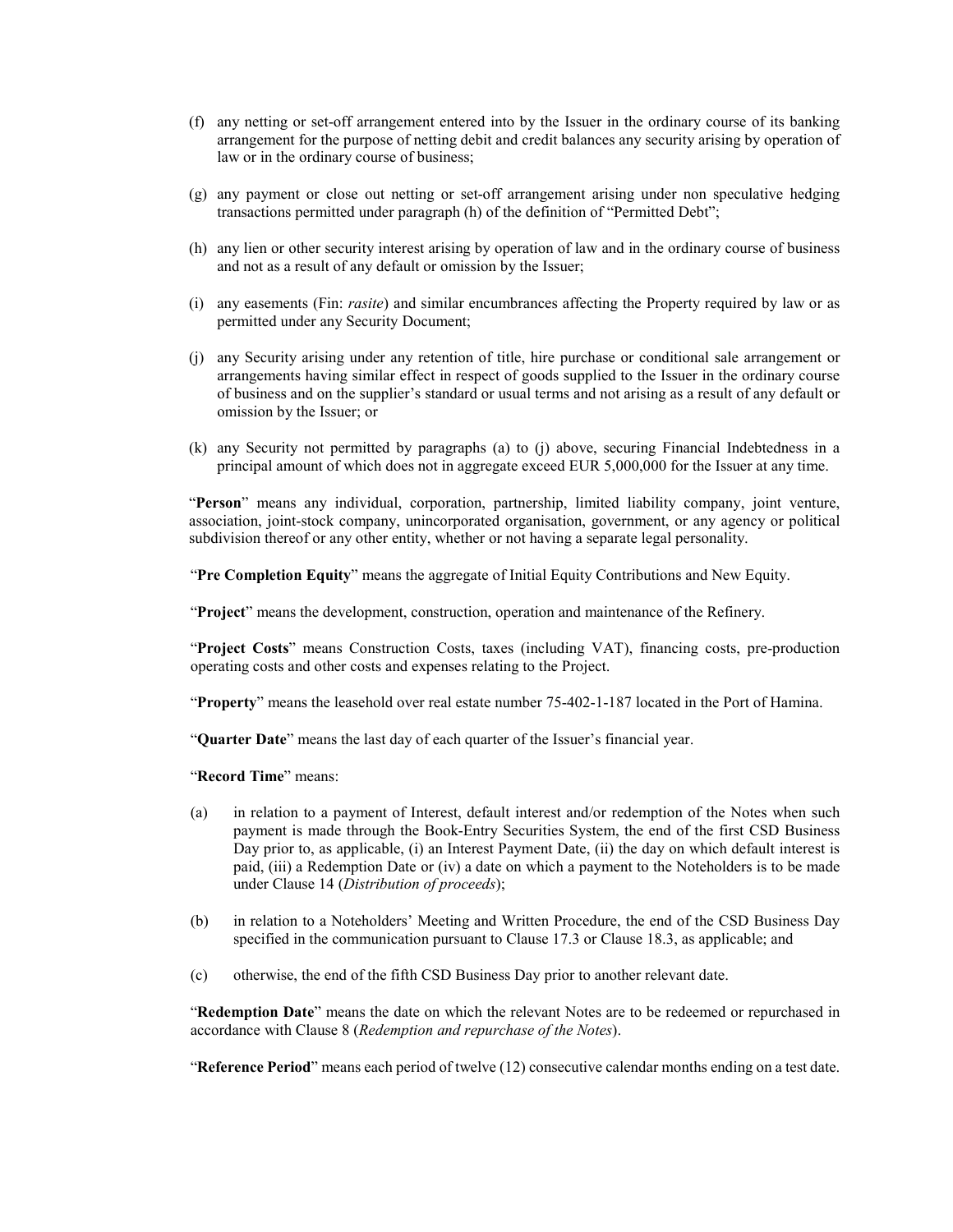(f) any netting or set-off arrangement entered into by the Issuer in the ordinary course of its banking arrangement for the purpose of netting debit and credit balances any security arising by operation of law or in the ordinary course of business;

(g) any payment or close out netting or set-off arrangement arising under non speculative hedging transactions permitted under paragraph (h) of the definition of "Permitted Debt";

(h) any lien or other security interest arising by operation of law and in the ordinary course of business and not as a result of any default or omission by the Issuer;

(i) any easements (Fin: *rasite*) and similar encumbrances affecting the Property required by law or as permitted under any Security Document;

(j) any Security arising under any retention of title, hire purchase or conditional sale arrangement or arrangements having similar effect in respect of goods supplied to the Issuer in the ordinary course of business and on the supplier's standard or usual terms and not arising as a result of any default or omission by the Issuer; or

(k) any Security not permitted by paragraphs (a) to (j) above, securing Financial Indebtedness in a principal amount of which does not in aggregate exceed EUR 5,000,000 for the Issuer at any time.

"**Person**" means any individual, corporation, partnership, limited liability company, joint venture, association, joint-stock company, unincorporated organisation, government, or any agency or political subdivision thereof or any other entity, whether or not having a separate legal personality.

"**Pre Completion Equity**" means the aggregate of Initial Equity Contributions and New Equity.

"**Project**" means the development, construction, operation and maintenance of the Refinery.

"**Project Costs**" means Construction Costs, taxes (including VAT), financing costs, pre-production operating costs and other costs and expenses relating to the Project.

"**Property**" means the leasehold over real estate number 75-402-1-187 located in the Port of Hamina.

"**Quarter Date**" means the last day of each quarter of the Issuer's financial year.

"**Record Time**" means:

(a) in relation to a payment of Interest, default interest and/or redemption of the Notes when such payment is made through the Book-Entry Securities System, the end of the first CSD Business Day prior to, as applicable, (i) an Interest Payment Date, (ii) the day on which default interest is paid, (iii) a Redemption Date or (iv) a date on which a payment to the Noteholders is to be made under Clause 14 (*Distribution of proceeds*);

(b) in relation to a Noteholders' Meeting and Written Procedure, the end of the CSD Business Day specified in the communication pursuant to Clause 17.3 or Clause 18.3, as applicable; and

(c) otherwise, the end of the fifth CSD Business Day prior to another relevant date.

"**Redemption Date**" means the date on which the relevant Notes are to be redeemed or repurchased in accordance with Clause 8 (*Redemption and repurchase of the Notes*).

"**Reference Period**" means each period of twelve (12) consecutive calendar months ending on a test date.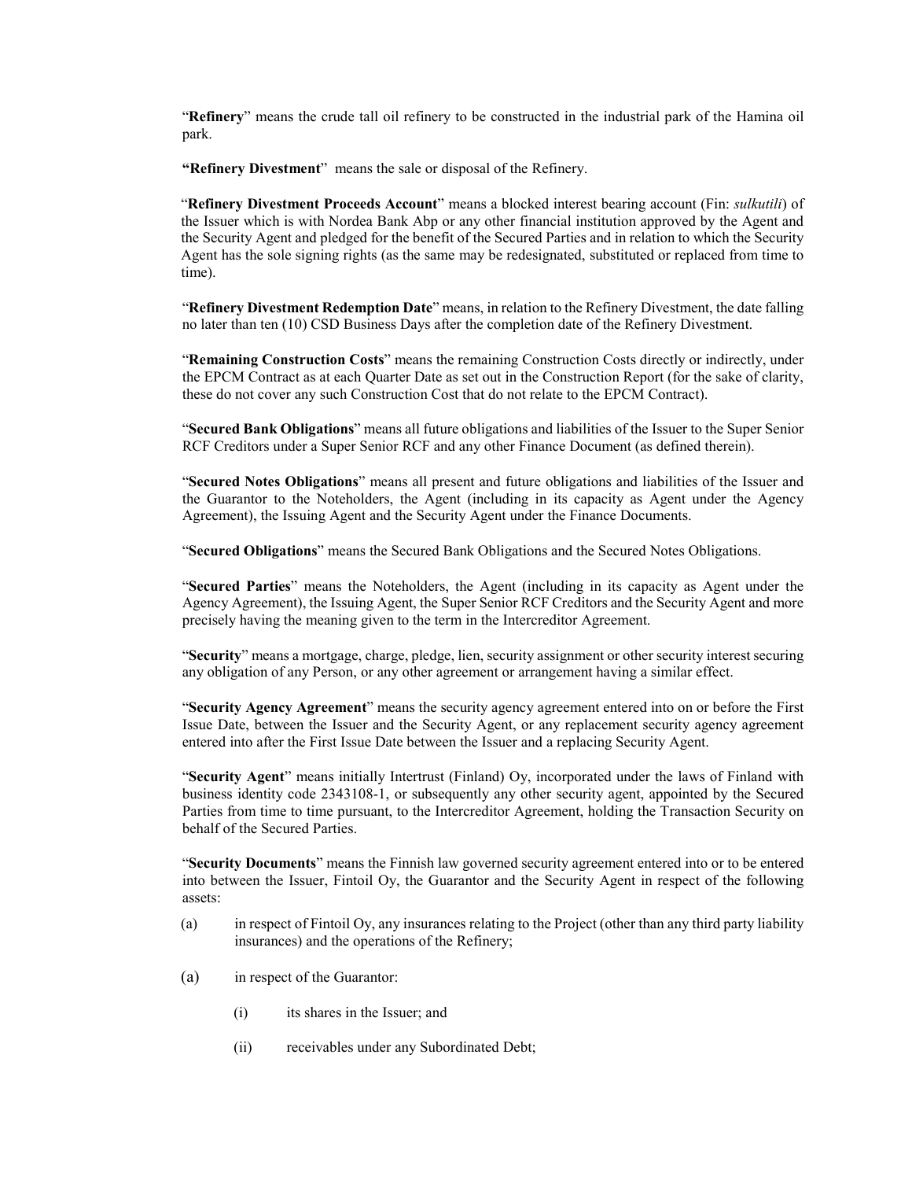"**Refinery**" means the crude tall oil refinery to be constructed in the industrial park of the Hamina oil park.

**"Refinery Divestment**" means the sale or disposal of the Refinery.

"**Refinery Divestment Proceeds Account**" means a blocked interest bearing account (Fin: *sulkutili*) of the Issuer which is with Nordea Bank Abp or any other financial institution approved by the Agent and the Security Agent and pledged for the benefit of the Secured Parties and in relation to which the Security Agent has the sole signing rights (as the same may be redesignated, substituted or replaced from time to time).

"**Refinery Divestment Redemption Date**" means, in relation to the Refinery Divestment, the date falling no later than ten (10) CSD Business Days after the completion date of the Refinery Divestment.

"**Remaining Construction Costs**" means the remaining Construction Costs directly or indirectly, under the EPCM Contract as at each Quarter Date as set out in the Construction Report (for the sake of clarity, these do not cover any such Construction Cost that do not relate to the EPCM Contract).

"**Secured Bank Obligations**" means all future obligations and liabilities of the Issuer to the Super Senior RCF Creditors under a Super Senior RCF and any other Finance Document (as defined therein).

"**Secured Notes Obligations**" means all present and future obligations and liabilities of the Issuer and the Guarantor to the Noteholders, the Agent (including in its capacity as Agent under the Agency Agreement), the Issuing Agent and the Security Agent under the Finance Documents.

"**Secured Obligations**" means the Secured Bank Obligations and the Secured Notes Obligations.

"**Secured Parties**" means the Noteholders, the Agent (including in its capacity as Agent under the Agency Agreement), the Issuing Agent, the Super Senior RCF Creditors and the Security Agent and more precisely having the meaning given to the term in the Intercreditor Agreement.

"**Security**" means a mortgage, charge, pledge, lien, security assignment or other security interest securing any obligation of any Person, or any other agreement or arrangement having a similar effect.

"**Security Agency Agreement**" means the security agency agreement entered into on or before the First Issue Date, between the Issuer and the Security Agent, or any replacement security agency agreement entered into after the First Issue Date between the Issuer and a replacing Security Agent.

"**Security Agent**" means initially Intertrust (Finland) Oy, incorporated under the laws of Finland with business identity code 2343108-1, or subsequently any other security agent, appointed by the Secured Parties from time to time pursuant, to the Intercreditor Agreement, holding the Transaction Security on behalf of the Secured Parties.

"**Security Documents**" means the Finnish law governed security agreement entered into or to be entered into between the Issuer, Fintoil Oy, the Guarantor and the Security Agent in respect of the following assets:

(a) in respect of Fintoil Oy, any insurances relating to the Project (other than any third party liability insurances) and the operations of the Refinery;

(a) in respect of the Guarantor:

  (i) its shares in the Issuer; and

  (ii) receivables under any Subordinated Debt;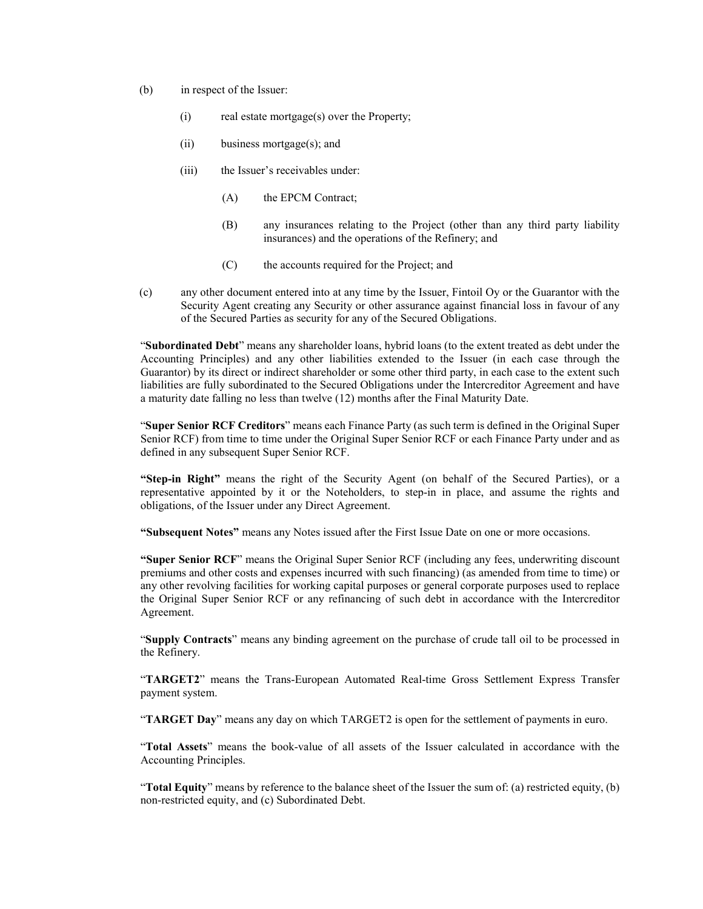(b) in respect of the Issuer:

  (i) real estate mortgage(s) over the Property;

  (ii) business mortgage(s); and

  (iii) the Issuer's receivables under:

    (A) the EPCM Contract;

    (B) any insurances relating to the Project (other than any third party liability insurances) and the operations of the Refinery; and

    (C) the accounts required for the Project; and

(c) any other document entered into at any time by the Issuer, Fintoil Oy or the Guarantor with the Security Agent creating any Security or other assurance against financial loss in favour of any of the Secured Parties as security for any of the Secured Obligations.

"**Subordinated Debt**" means any shareholder loans, hybrid loans (to the extent treated as debt under the Accounting Principles) and any other liabilities extended to the Issuer (in each case through the Guarantor) by its direct or indirect shareholder or some other third party, in each case to the extent such liabilities are fully subordinated to the Secured Obligations under the Intercreditor Agreement and have a maturity date falling no less than twelve (12) months after the Final Maturity Date.

"**Super Senior RCF Creditors**" means each Finance Party (as such term is defined in the Original Super Senior RCF) from time to time under the Original Super Senior RCF or each Finance Party under and as defined in any subsequent Super Senior RCF.

**"Step-in Right"** means the right of the Security Agent (on behalf of the Secured Parties), or a representative appointed by it or the Noteholders, to step-in in place, and assume the rights and obligations, of the Issuer under any Direct Agreement.

**"Subsequent Notes"** means any Notes issued after the First Issue Date on one or more occasions.

**"Super Senior RCF**" means the Original Super Senior RCF (including any fees, underwriting discount premiums and other costs and expenses incurred with such financing) (as amended from time to time) or any other revolving facilities for working capital purposes or general corporate purposes used to replace the Original Super Senior RCF or any refinancing of such debt in accordance with the Intercreditor Agreement.

"**Supply Contracts**" means any binding agreement on the purchase of crude tall oil to be processed in the Refinery.

"**TARGET2**" means the Trans-European Automated Real-time Gross Settlement Express Transfer payment system.

"**TARGET Day**" means any day on which TARGET2 is open for the settlement of payments in euro.

"**Total Assets**" means the book-value of all assets of the Issuer calculated in accordance with the Accounting Principles.

"**Total Equity**" means by reference to the balance sheet of the Issuer the sum of: (a) restricted equity, (b) non-restricted equity, and (c) Subordinated Debt.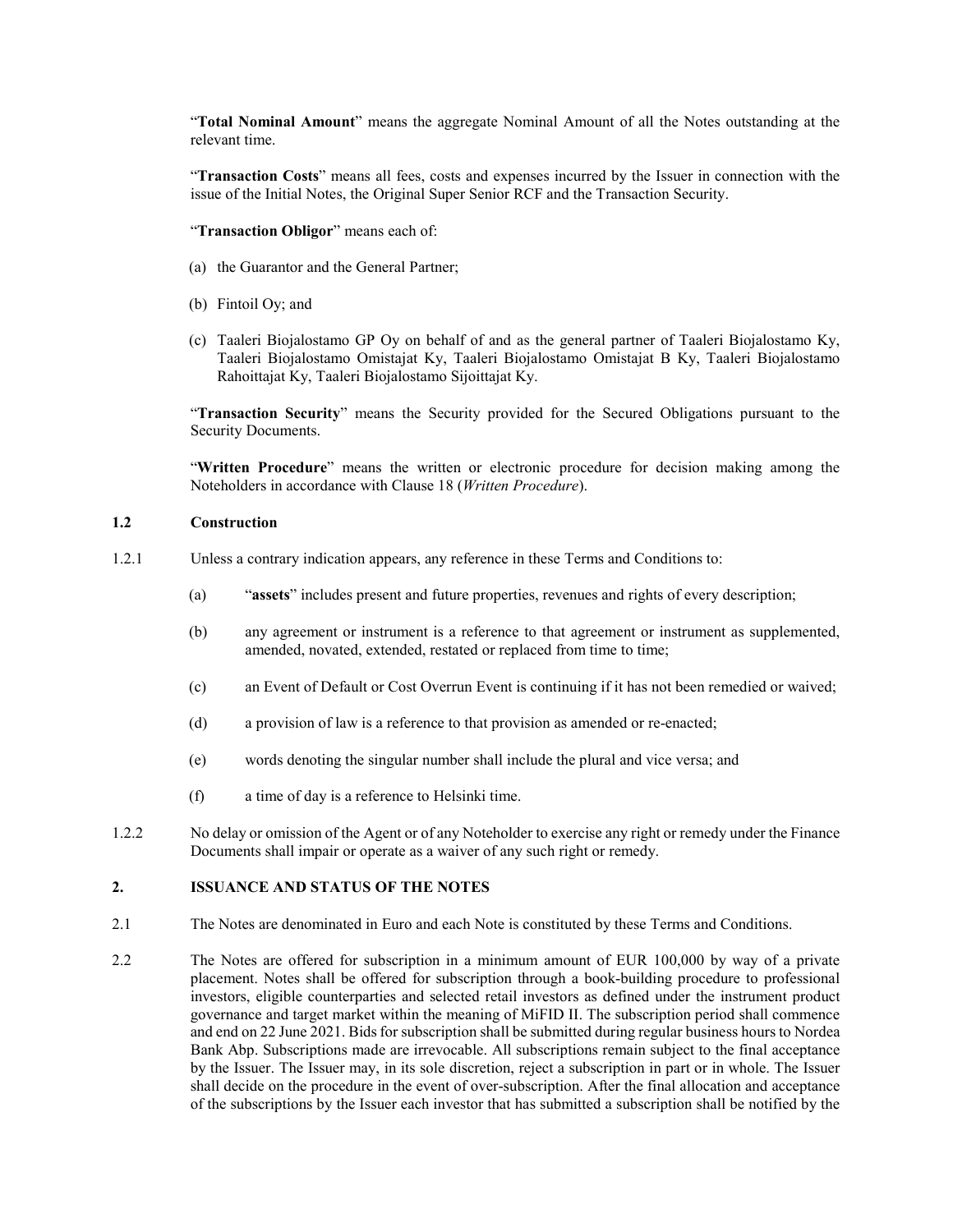"**Total Nominal Amount**" means the aggregate Nominal Amount of all the Notes outstanding at the relevant time.

"**Transaction Costs**" means all fees, costs and expenses incurred by the Issuer in connection with the issue of the Initial Notes, the Original Super Senior RCF and the Transaction Security.

"**Transaction Obligor**" means each of:

(a) the Guarantor and the General Partner;

(b) Fintoil Oy; and

(c) Taaleri Biojalostamo GP Oy on behalf of and as the general partner of Taaleri Biojalostamo Ky, Taaleri Biojalostamo Omistajat Ky, Taaleri Biojalostamo Omistajat B Ky, Taaleri Biojalostamo Rahoittajat Ky, Taaleri Biojalostamo Sijoittajat Ky.

"**Transaction Security**" means the Security provided for the Secured Obligations pursuant to the Security Documents.

"**Written Procedure**" means the written or electronic procedure for decision making among the Noteholders in accordance with Clause 18 (*Written Procedure*).

### 1.2 Construction

1.2.1 Unless a contrary indication appears, any reference in these Terms and Conditions to:

(a) "**assets**" includes present and future properties, revenues and rights of every description;

(b) any agreement or instrument is a reference to that agreement or instrument as supplemented, amended, novated, extended, restated or replaced from time to time;

(c) an Event of Default or Cost Overrun Event is continuing if it has not been remedied or waived;

(d) a provision of law is a reference to that provision as amended or re-enacted;

(e) words denoting the singular number shall include the plural and vice versa; and

(f) a time of day is a reference to Helsinki time.

1.2.2 No delay or omission of the Agent or of any Noteholder to exercise any right or remedy under the Finance Documents shall impair or operate as a waiver of any such right or remedy.

## 2. ISSUANCE AND STATUS OF THE NOTES

2.1 The Notes are denominated in Euro and each Note is constituted by these Terms and Conditions.

2.2 The Notes are offered for subscription in a minimum amount of EUR 100,000 by way of a private placement. Notes shall be offered for subscription through a book-building procedure to professional investors, eligible counterparties and selected retail investors as defined under the instrument product governance and target market within the meaning of MiFID II. The subscription period shall commence and end on 22 June 2021. Bids for subscription shall be submitted during regular business hours to Nordea Bank Abp. Subscriptions made are irrevocable. All subscriptions remain subject to the final acceptance by the Issuer. The Issuer may, in its sole discretion, reject a subscription in part or in whole. The Issuer shall decide on the procedure in the event of over-subscription. After the final allocation and acceptance of the subscriptions by the Issuer each investor that has submitted a subscription shall be notified by the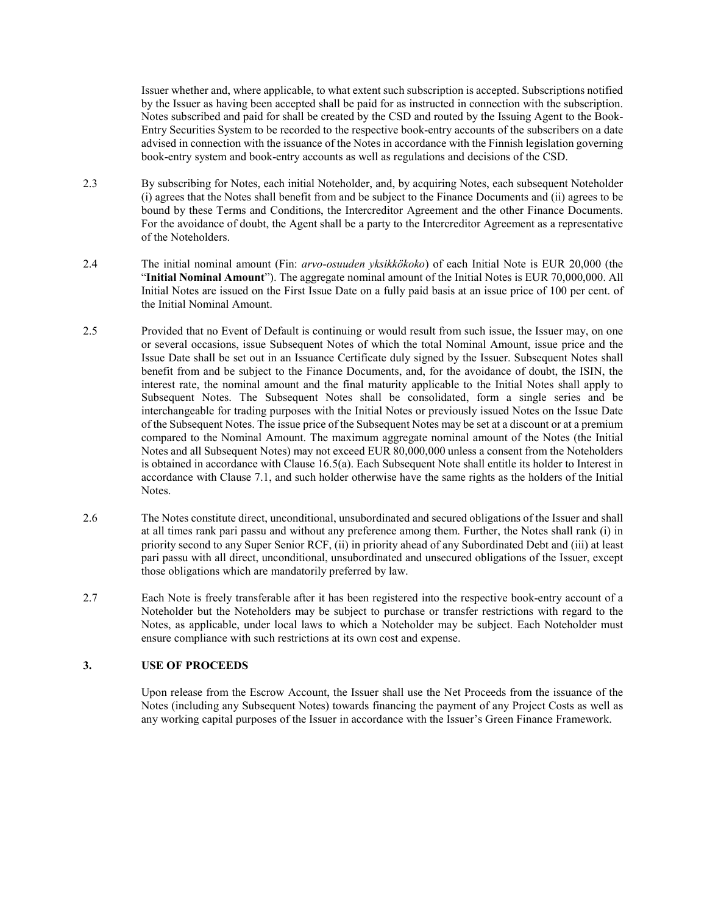Issuer whether and, where applicable, to what extent such subscription is accepted. Subscriptions notified by the Issuer as having been accepted shall be paid for as instructed in connection with the subscription. Notes subscribed and paid for shall be created by the CSD and routed by the Issuing Agent to the Book-Entry Securities System to be recorded to the respective book-entry accounts of the subscribers on a date advised in connection with the issuance of the Notes in accordance with the Finnish legislation governing book-entry system and book-entry accounts as well as regulations and decisions of the CSD.

2.3 By subscribing for Notes, each initial Noteholder, and, by acquiring Notes, each subsequent Noteholder (i) agrees that the Notes shall benefit from and be subject to the Finance Documents and (ii) agrees to be bound by these Terms and Conditions, the Intercreditor Agreement and the other Finance Documents. For the avoidance of doubt, the Agent shall be a party to the Intercreditor Agreement as a representative of the Noteholders.

2.4 The initial nominal amount (Fin: *arvo-osuuden yksikkökoko*) of each Initial Note is EUR 20,000 (the "**Initial Nominal Amount**"). The aggregate nominal amount of the Initial Notes is EUR 70,000,000. All Initial Notes are issued on the First Issue Date on a fully paid basis at an issue price of 100 per cent. of the Initial Nominal Amount.

2.5 Provided that no Event of Default is continuing or would result from such issue, the Issuer may, on one or several occasions, issue Subsequent Notes of which the total Nominal Amount, issue price and the Issue Date shall be set out in an Issuance Certificate duly signed by the Issuer. Subsequent Notes shall benefit from and be subject to the Finance Documents, and, for the avoidance of doubt, the ISIN, the interest rate, the nominal amount and the final maturity applicable to the Initial Notes shall apply to Subsequent Notes. The Subsequent Notes shall be consolidated, form a single series and be interchangeable for trading purposes with the Initial Notes or previously issued Notes on the Issue Date of the Subsequent Notes. The issue price of the Subsequent Notes may be set at a discount or at a premium compared to the Nominal Amount. The maximum aggregate nominal amount of the Notes (the Initial Notes and all Subsequent Notes) may not exceed EUR 80,000,000 unless a consent from the Noteholders is obtained in accordance with Clause 16.5(a). Each Subsequent Note shall entitle its holder to Interest in accordance with Clause 7.1, and such holder otherwise have the same rights as the holders of the Initial Notes.

2.6 The Notes constitute direct, unconditional, unsubordinated and secured obligations of the Issuer and shall at all times rank pari passu and without any preference among them. Further, the Notes shall rank (i) in priority second to any Super Senior RCF, (ii) in priority ahead of any Subordinated Debt and (iii) at least pari passu with all direct, unconditional, unsubordinated and unsecured obligations of the Issuer, except those obligations which are mandatorily preferred by law.

2.7 Each Note is freely transferable after it has been registered into the respective book-entry account of a Noteholder but the Noteholders may be subject to purchase or transfer restrictions with regard to the Notes, as applicable, under local laws to which a Noteholder may be subject. Each Noteholder must ensure compliance with such restrictions at its own cost and expense.

## 3. USE OF PROCEEDS

Upon release from the Escrow Account, the Issuer shall use the Net Proceeds from the issuance of the Notes (including any Subsequent Notes) towards financing the payment of any Project Costs as well as any working capital purposes of the Issuer in accordance with the Issuer's Green Finance Framework.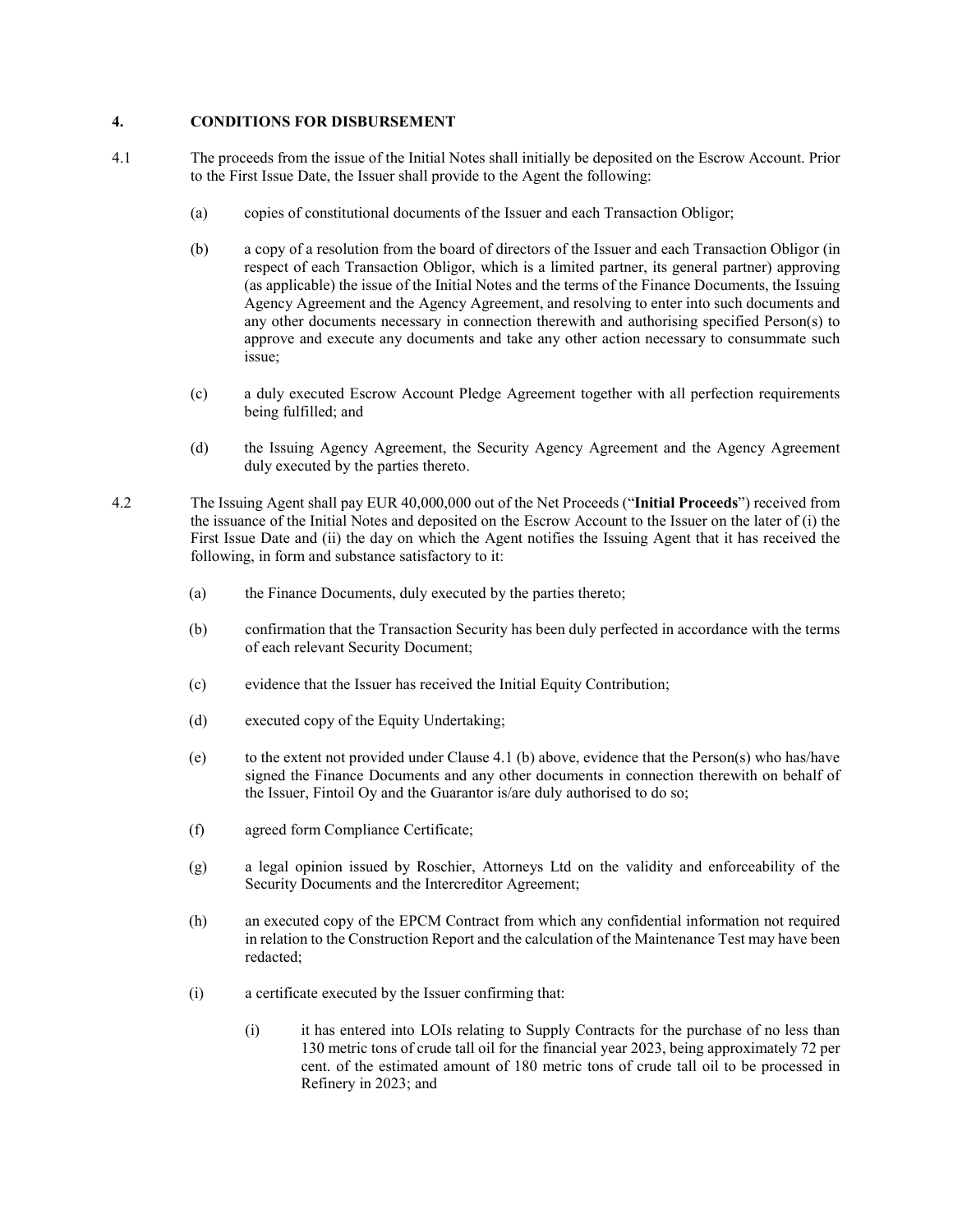## 4. CONDITIONS FOR DISBURSEMENT

4.1 The proceeds from the issue of the Initial Notes shall initially be deposited on the Escrow Account. Prior to the First Issue Date, the Issuer shall provide to the Agent the following:

(a) copies of constitutional documents of the Issuer and each Transaction Obligor;

(b) a copy of a resolution from the board of directors of the Issuer and each Transaction Obligor (in respect of each Transaction Obligor, which is a limited partner, its general partner) approving (as applicable) the issue of the Initial Notes and the terms of the Finance Documents, the Issuing Agency Agreement and the Agency Agreement, and resolving to enter into such documents and any other documents necessary in connection therewith and authorising specified Person(s) to approve and execute any documents and take any other action necessary to consummate such issue;

(c) a duly executed Escrow Account Pledge Agreement together with all perfection requirements being fulfilled; and

(d) the Issuing Agency Agreement, the Security Agency Agreement and the Agency Agreement duly executed by the parties thereto.

4.2 The Issuing Agent shall pay EUR 40,000,000 out of the Net Proceeds ("**Initial Proceeds**") received from the issuance of the Initial Notes and deposited on the Escrow Account to the Issuer on the later of (i) the First Issue Date and (ii) the day on which the Agent notifies the Issuing Agent that it has received the following, in form and substance satisfactory to it:

(a) the Finance Documents, duly executed by the parties thereto;

(b) confirmation that the Transaction Security has been duly perfected in accordance with the terms of each relevant Security Document;

(c) evidence that the Issuer has received the Initial Equity Contribution;

(d) executed copy of the Equity Undertaking;

(e) to the extent not provided under Clause 4.1 (b) above, evidence that the Person(s) who has/have signed the Finance Documents and any other documents in connection therewith on behalf of the Issuer, Fintoil Oy and the Guarantor is/are duly authorised to do so;

(f) agreed form Compliance Certificate;

(g) a legal opinion issued by Roschier, Attorneys Ltd on the validity and enforceability of the Security Documents and the Intercreditor Agreement;

(h) an executed copy of the EPCM Contract from which any confidential information not required in relation to the Construction Report and the calculation of the Maintenance Test may have been redacted;

(i) a certificate executed by the Issuer confirming that:

(i) it has entered into LOIs relating to Supply Contracts for the purchase of no less than 130 metric tons of crude tall oil for the financial year 2023, being approximately 72 per cent. of the estimated amount of 180 metric tons of crude tall oil to be processed in Refinery in 2023; and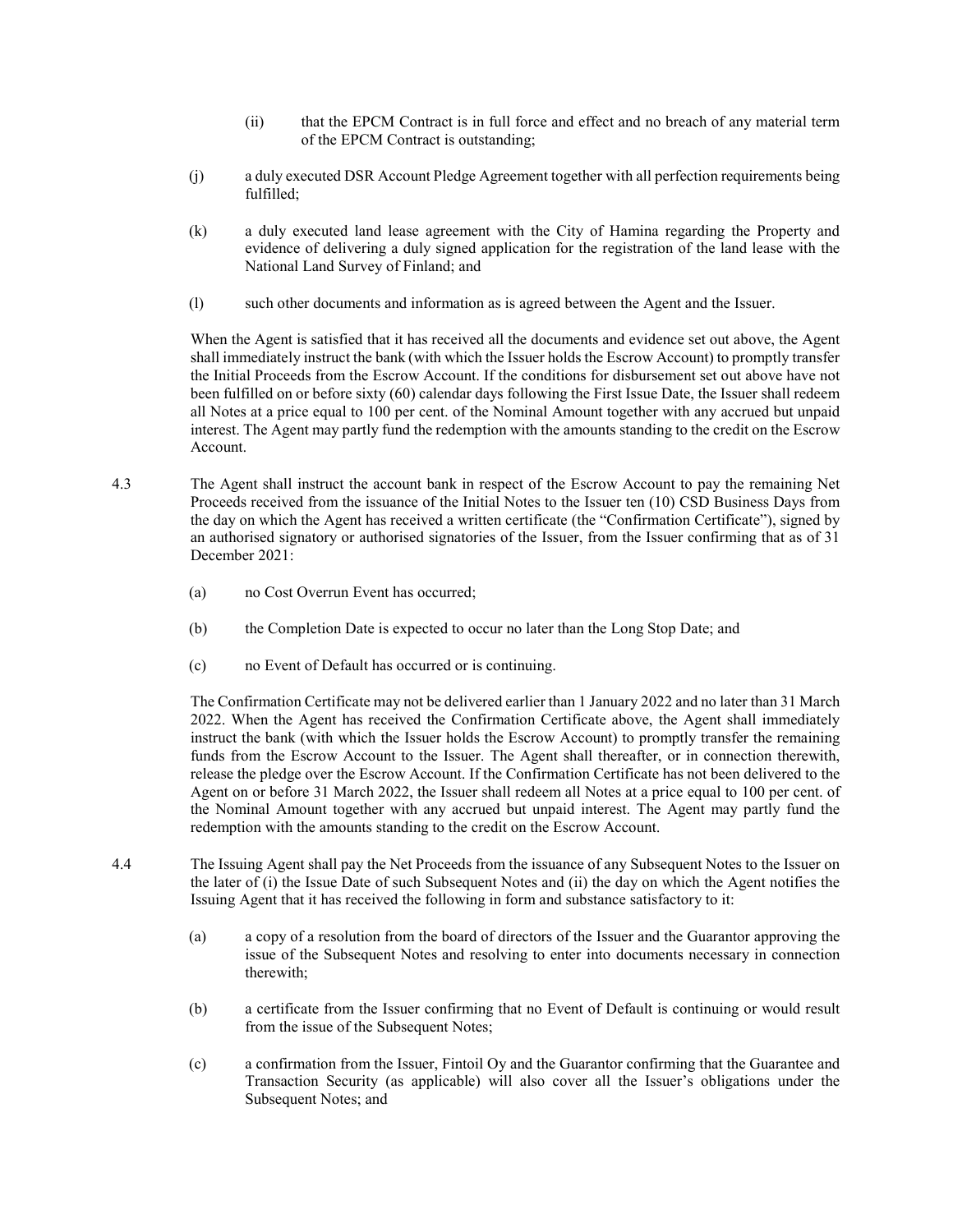(ii) that the EPCM Contract is in full force and effect and no breach of any material term of the EPCM Contract is outstanding;

(j) a duly executed DSR Account Pledge Agreement together with all perfection requirements being fulfilled;

(k) a duly executed land lease agreement with the City of Hamina regarding the Property and evidence of delivering a duly signed application for the registration of the land lease with the National Land Survey of Finland; and

(l) such other documents and information as is agreed between the Agent and the Issuer.

When the Agent is satisfied that it has received all the documents and evidence set out above, the Agent shall immediately instruct the bank (with which the Issuer holds the Escrow Account) to promptly transfer the Initial Proceeds from the Escrow Account. If the conditions for disbursement set out above have not been fulfilled on or before sixty (60) calendar days following the First Issue Date, the Issuer shall redeem all Notes at a price equal to 100 per cent. of the Nominal Amount together with any accrued but unpaid interest. The Agent may partly fund the redemption with the amounts standing to the credit on the Escrow Account.

4.3 The Agent shall instruct the account bank in respect of the Escrow Account to pay the remaining Net Proceeds received from the issuance of the Initial Notes to the Issuer ten (10) CSD Business Days from the day on which the Agent has received a written certificate (the "Confirmation Certificate"), signed by an authorised signatory or authorised signatories of the Issuer, from the Issuer confirming that as of 31 December 2021:

(a) no Cost Overrun Event has occurred;

(b) the Completion Date is expected to occur no later than the Long Stop Date; and

(c) no Event of Default has occurred or is continuing.

The Confirmation Certificate may not be delivered earlier than 1 January 2022 and no later than 31 March 2022. When the Agent has received the Confirmation Certificate above, the Agent shall immediately instruct the bank (with which the Issuer holds the Escrow Account) to promptly transfer the remaining funds from the Escrow Account to the Issuer. The Agent shall thereafter, or in connection therewith, release the pledge over the Escrow Account. If the Confirmation Certificate has not been delivered to the Agent on or before 31 March 2022, the Issuer shall redeem all Notes at a price equal to 100 per cent. of the Nominal Amount together with any accrued but unpaid interest. The Agent may partly fund the redemption with the amounts standing to the credit on the Escrow Account.

4.4 The Issuing Agent shall pay the Net Proceeds from the issuance of any Subsequent Notes to the Issuer on the later of (i) the Issue Date of such Subsequent Notes and (ii) the day on which the Agent notifies the Issuing Agent that it has received the following in form and substance satisfactory to it:

(a) a copy of a resolution from the board of directors of the Issuer and the Guarantor approving the issue of the Subsequent Notes and resolving to enter into documents necessary in connection therewith;

(b) a certificate from the Issuer confirming that no Event of Default is continuing or would result from the issue of the Subsequent Notes;

(c) a confirmation from the Issuer, Fintoil Oy and the Guarantor confirming that the Guarantee and Transaction Security (as applicable) will also cover all the Issuer's obligations under the Subsequent Notes; and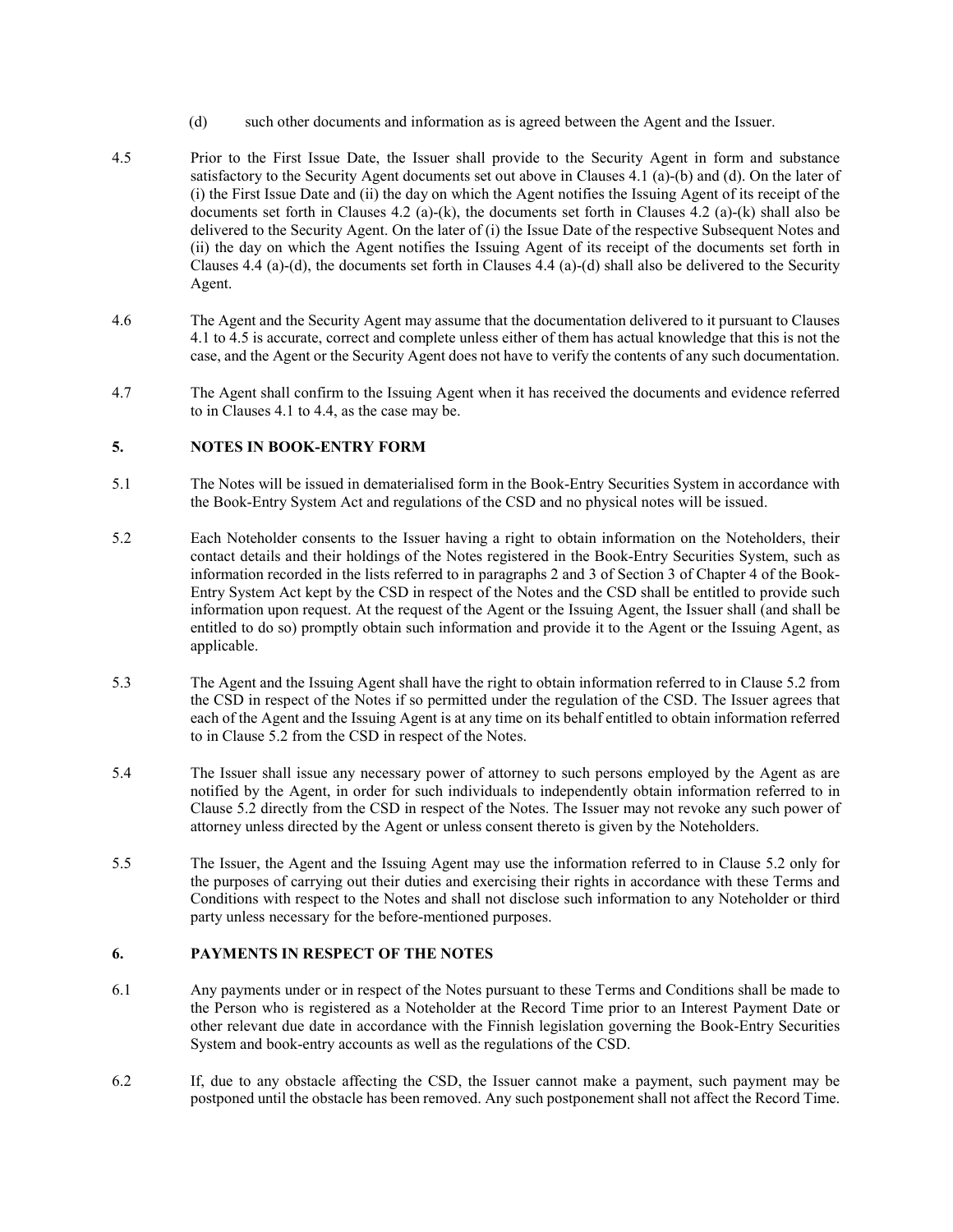(d) such other documents and information as is agreed between the Agent and the Issuer.

4.5 Prior to the First Issue Date, the Issuer shall provide to the Security Agent in form and substance satisfactory to the Security Agent documents set out above in Clauses 4.1 (a)-(b) and (d). On the later of (i) the First Issue Date and (ii) the day on which the Agent notifies the Issuing Agent of its receipt of the documents set forth in Clauses 4.2 (a)-(k), the documents set forth in Clauses 4.2 (a)-(k) shall also be delivered to the Security Agent. On the later of (i) the Issue Date of the respective Subsequent Notes and (ii) the day on which the Agent notifies the Issuing Agent of its receipt of the documents set forth in Clauses 4.4 (a)-(d), the documents set forth in Clauses 4.4 (a)-(d) shall also be delivered to the Security Agent.

4.6 The Agent and the Security Agent may assume that the documentation delivered to it pursuant to Clauses 4.1 to 4.5 is accurate, correct and complete unless either of them has actual knowledge that this is not the case, and the Agent or the Security Agent does not have to verify the contents of any such documentation.

4.7 The Agent shall confirm to the Issuing Agent when it has received the documents and evidence referred to in Clauses 4.1 to 4.4, as the case may be.

## 5. NOTES IN BOOK-ENTRY FORM

5.1 The Notes will be issued in dematerialised form in the Book-Entry Securities System in accordance with the Book-Entry System Act and regulations of the CSD and no physical notes will be issued.

5.2 Each Noteholder consents to the Issuer having a right to obtain information on the Noteholders, their contact details and their holdings of the Notes registered in the Book-Entry Securities System, such as information recorded in the lists referred to in paragraphs 2 and 3 of Section 3 of Chapter 4 of the Book-Entry System Act kept by the CSD in respect of the Notes and the CSD shall be entitled to provide such information upon request. At the request of the Agent or the Issuing Agent, the Issuer shall (and shall be entitled to do so) promptly obtain such information and provide it to the Agent or the Issuing Agent, as applicable.

5.3 The Agent and the Issuing Agent shall have the right to obtain information referred to in Clause 5.2 from the CSD in respect of the Notes if so permitted under the regulation of the CSD. The Issuer agrees that each of the Agent and the Issuing Agent is at any time on its behalf entitled to obtain information referred to in Clause 5.2 from the CSD in respect of the Notes.

5.4 The Issuer shall issue any necessary power of attorney to such persons employed by the Agent as are notified by the Agent, in order for such individuals to independently obtain information referred to in Clause 5.2 directly from the CSD in respect of the Notes. The Issuer may not revoke any such power of attorney unless directed by the Agent or unless consent thereto is given by the Noteholders.

5.5 The Issuer, the Agent and the Issuing Agent may use the information referred to in Clause 5.2 only for the purposes of carrying out their duties and exercising their rights in accordance with these Terms and Conditions with respect to the Notes and shall not disclose such information to any Noteholder or third party unless necessary for the before-mentioned purposes.

## 6. PAYMENTS IN RESPECT OF THE NOTES

6.1 Any payments under or in respect of the Notes pursuant to these Terms and Conditions shall be made to the Person who is registered as a Noteholder at the Record Time prior to an Interest Payment Date or other relevant due date in accordance with the Finnish legislation governing the Book-Entry Securities System and book-entry accounts as well as the regulations of the CSD.

6.2 If, due to any obstacle affecting the CSD, the Issuer cannot make a payment, such payment may be postponed until the obstacle has been removed. Any such postponement shall not affect the Record Time.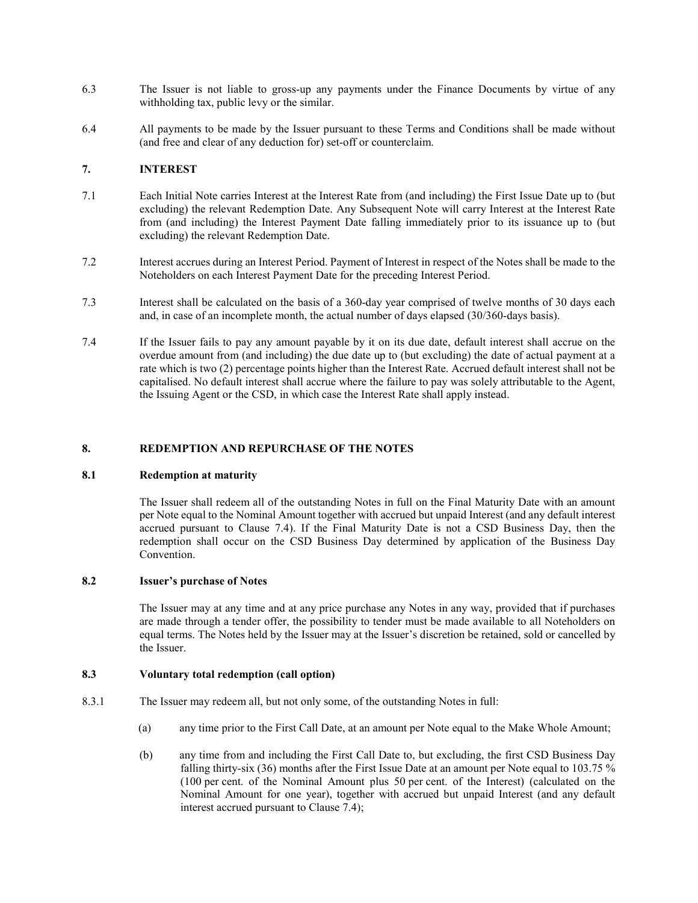6.3 The Issuer is not liable to gross-up any payments under the Finance Documents by virtue of any withholding tax, public levy or the similar.

6.4 All payments to be made by the Issuer pursuant to these Terms and Conditions shall be made without (and free and clear of any deduction for) set-off or counterclaim.

## 7. INTEREST

7.1 Each Initial Note carries Interest at the Interest Rate from (and including) the First Issue Date up to (but excluding) the relevant Redemption Date. Any Subsequent Note will carry Interest at the Interest Rate from (and including) the Interest Payment Date falling immediately prior to its issuance up to (but excluding) the relevant Redemption Date.

7.2 Interest accrues during an Interest Period. Payment of Interest in respect of the Notes shall be made to the Noteholders on each Interest Payment Date for the preceding Interest Period.

7.3 Interest shall be calculated on the basis of a 360-day year comprised of twelve months of 30 days each and, in case of an incomplete month, the actual number of days elapsed (30/360-days basis).

7.4 If the Issuer fails to pay any amount payable by it on its due date, default interest shall accrue on the overdue amount from (and including) the due date up to (but excluding) the date of actual payment at a rate which is two (2) percentage points higher than the Interest Rate. Accrued default interest shall not be capitalised. No default interest shall accrue where the failure to pay was solely attributable to the Agent, the Issuing Agent or the CSD, in which case the Interest Rate shall apply instead.

## 8. REDEMPTION AND REPURCHASE OF THE NOTES

### 8.1 Redemption at maturity

The Issuer shall redeem all of the outstanding Notes in full on the Final Maturity Date with an amount per Note equal to the Nominal Amount together with accrued but unpaid Interest (and any default interest accrued pursuant to Clause 7.4). If the Final Maturity Date is not a CSD Business Day, then the redemption shall occur on the CSD Business Day determined by application of the Business Day Convention.

### 8.2 Issuer's purchase of Notes

The Issuer may at any time and at any price purchase any Notes in any way, provided that if purchases are made through a tender offer, the possibility to tender must be made available to all Noteholders on equal terms. The Notes held by the Issuer may at the Issuer's discretion be retained, sold or cancelled by the Issuer.

### 8.3 Voluntary total redemption (call option)

8.3.1 The Issuer may redeem all, but not only some, of the outstanding Notes in full:

(a) any time prior to the First Call Date, at an amount per Note equal to the Make Whole Amount;

(b) any time from and including the First Call Date to, but excluding, the first CSD Business Day falling thirty-six (36) months after the First Issue Date at an amount per Note equal to 103.75 % (100 per cent. of the Nominal Amount plus 50 per cent. of the Interest) (calculated on the Nominal Amount for one year), together with accrued but unpaid Interest (and any default interest accrued pursuant to Clause 7.4);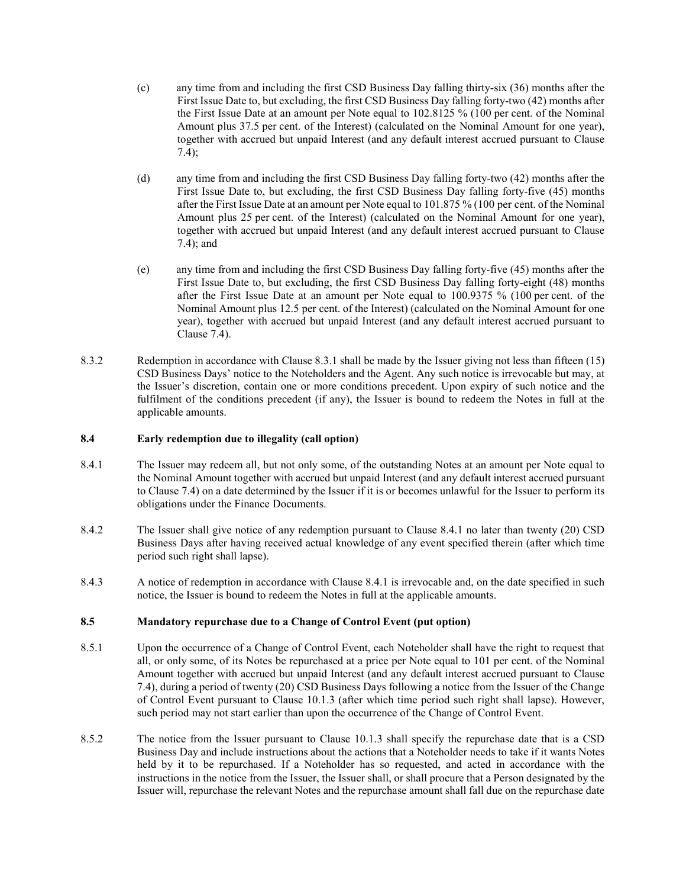(c) any time from and including the first CSD Business Day falling thirty-six (36) months after the First Issue Date to, but excluding, the first CSD Business Day falling forty-two (42) months after the First Issue Date at an amount per Note equal to 102.8125 % (100 per cent. of the Nominal Amount plus 37.5 per cent. of the Interest) (calculated on the Nominal Amount for one year), together with accrued but unpaid Interest (and any default interest accrued pursuant to Clause 7.4);

(d) any time from and including the first CSD Business Day falling forty-two (42) months after the First Issue Date to, but excluding, the first CSD Business Day falling forty-five (45) months after the First Issue Date at an amount per Note equal to 101.875 % (100 per cent. of the Nominal Amount plus 25 per cent. of the Interest) (calculated on the Nominal Amount for one year), together with accrued but unpaid Interest (and any default interest accrued pursuant to Clause 7.4); and

(e) any time from and including the first CSD Business Day falling forty-five (45) months after the First Issue Date to, but excluding, the first CSD Business Day falling forty-eight (48) months after the First Issue Date at an amount per Note equal to 100.9375 % (100 per cent. of the Nominal Amount plus 12.5 per cent. of the Interest) (calculated on the Nominal Amount for one year), together with accrued but unpaid Interest (and any default interest accrued pursuant to Clause 7.4).

8.3.2 Redemption in accordance with Clause 8.3.1 shall be made by the Issuer giving not less than fifteen (15) CSD Business Days' notice to the Noteholders and the Agent. Any such notice is irrevocable but may, at the Issuer's discretion, contain one or more conditions precedent. Upon expiry of such notice and the fulfilment of the conditions precedent (if any), the Issuer is bound to redeem the Notes in full at the applicable amounts.

**8.4 Early redemption due to illegality (call option)**

8.4.1 The Issuer may redeem all, but not only some, of the outstanding Notes at an amount per Note equal to the Nominal Amount together with accrued but unpaid Interest (and any default interest accrued pursuant to Clause 7.4) on a date determined by the Issuer if it is or becomes unlawful for the Issuer to perform its obligations under the Finance Documents.

8.4.2 The Issuer shall give notice of any redemption pursuant to Clause 8.4.1 no later than twenty (20) CSD Business Days after having received actual knowledge of any event specified therein (after which time period such right shall lapse).

8.4.3 A notice of redemption in accordance with Clause 8.4.1 is irrevocable and, on the date specified in such notice, the Issuer is bound to redeem the Notes in full at the applicable amounts.

**8.5 Mandatory repurchase due to a Change of Control Event (put option)**

8.5.1 Upon the occurrence of a Change of Control Event, each Noteholder shall have the right to request that all, or only some, of its Notes be repurchased at a price per Note equal to 101 per cent. of the Nominal Amount together with accrued but unpaid Interest (and any default interest accrued pursuant to Clause 7.4), during a period of twenty (20) CSD Business Days following a notice from the Issuer of the Change of Control Event pursuant to Clause 10.1.3 (after which time period such right shall lapse). However, such period may not start earlier than upon the occurrence of the Change of Control Event.

8.5.2 The notice from the Issuer pursuant to Clause 10.1.3 shall specify the repurchase date that is a CSD Business Day and include instructions about the actions that a Noteholder needs to take if it wants Notes held by it to be repurchased. If a Noteholder has so requested, and acted in accordance with the instructions in the notice from the Issuer, the Issuer shall, or shall procure that a Person designated by the Issuer will, repurchase the relevant Notes and the repurchase amount shall fall due on the repurchase date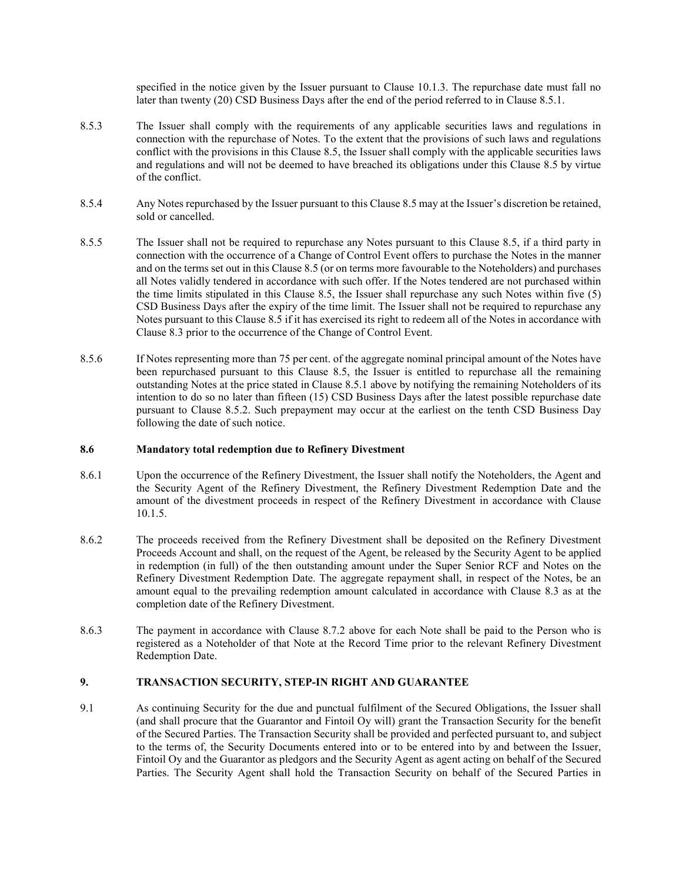specified in the notice given by the Issuer pursuant to Clause 10.1.3. The repurchase date must fall no later than twenty (20) CSD Business Days after the end of the period referred to in Clause 8.5.1.

8.5.3 The Issuer shall comply with the requirements of any applicable securities laws and regulations in connection with the repurchase of Notes. To the extent that the provisions of such laws and regulations conflict with the provisions in this Clause 8.5, the Issuer shall comply with the applicable securities laws and regulations and will not be deemed to have breached its obligations under this Clause 8.5 by virtue of the conflict.

8.5.4 Any Notes repurchased by the Issuer pursuant to this Clause 8.5 may at the Issuer's discretion be retained, sold or cancelled.

8.5.5 The Issuer shall not be required to repurchase any Notes pursuant to this Clause 8.5, if a third party in connection with the occurrence of a Change of Control Event offers to purchase the Notes in the manner and on the terms set out in this Clause 8.5 (or on terms more favourable to the Noteholders) and purchases all Notes validly tendered in accordance with such offer. If the Notes tendered are not purchased within the time limits stipulated in this Clause 8.5, the Issuer shall repurchase any such Notes within five (5) CSD Business Days after the expiry of the time limit. The Issuer shall not be required to repurchase any Notes pursuant to this Clause 8.5 if it has exercised its right to redeem all of the Notes in accordance with Clause 8.3 prior to the occurrence of the Change of Control Event.

8.5.6 If Notes representing more than 75 per cent. of the aggregate nominal principal amount of the Notes have been repurchased pursuant to this Clause 8.5, the Issuer is entitled to repurchase all the remaining outstanding Notes at the price stated in Clause 8.5.1 above by notifying the remaining Noteholders of its intention to do so no later than fifteen (15) CSD Business Days after the latest possible repurchase date pursuant to Clause 8.5.2. Such prepayment may occur at the earliest on the tenth CSD Business Day following the date of such notice.

### 8.6 Mandatory total redemption due to Refinery Divestment

8.6.1 Upon the occurrence of the Refinery Divestment, the Issuer shall notify the Noteholders, the Agent and the Security Agent of the Refinery Divestment, the Refinery Divestment Redemption Date and the amount of the divestment proceeds in respect of the Refinery Divestment in accordance with Clause 10.1.5.

8.6.2 The proceeds received from the Refinery Divestment shall be deposited on the Refinery Divestment Proceeds Account and shall, on the request of the Agent, be released by the Security Agent to be applied in redemption (in full) of the then outstanding amount under the Super Senior RCF and Notes on the Refinery Divestment Redemption Date. The aggregate repayment shall, in respect of the Notes, be an amount equal to the prevailing redemption amount calculated in accordance with Clause 8.3 as at the completion date of the Refinery Divestment.

8.6.3 The payment in accordance with Clause 8.7.2 above for each Note shall be paid to the Person who is registered as a Noteholder of that Note at the Record Time prior to the relevant Refinery Divestment Redemption Date.

## 9. TRANSACTION SECURITY, STEP-IN RIGHT AND GUARANTEE

9.1 As continuing Security for the due and punctual fulfilment of the Secured Obligations, the Issuer shall (and shall procure that the Guarantor and Fintoil Oy will) grant the Transaction Security for the benefit of the Secured Parties. The Transaction Security shall be provided and perfected pursuant to, and subject to the terms of, the Security Documents entered into or to be entered into by and between the Issuer, Fintoil Oy and the Guarantor as pledgors and the Security Agent as agent acting on behalf of the Secured Parties. The Security Agent shall hold the Transaction Security on behalf of the Secured Parties in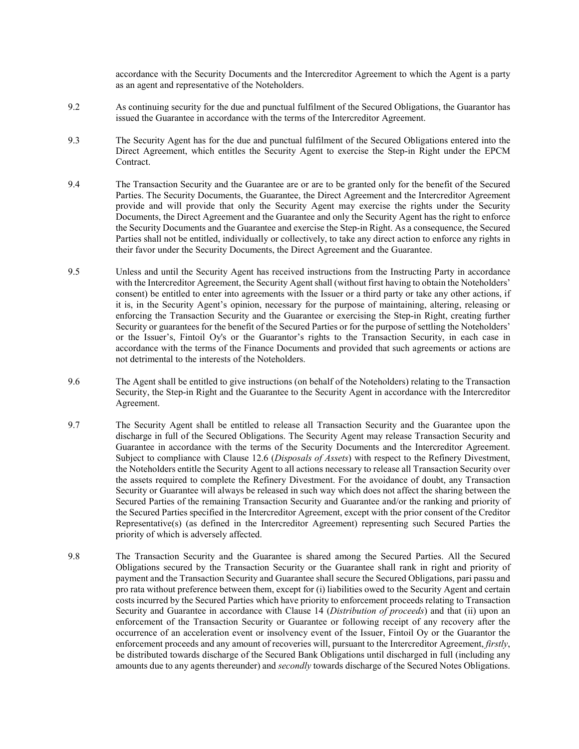accordance with the Security Documents and the Intercreditor Agreement to which the Agent is a party as an agent and representative of the Noteholders.

9.2 As continuing security for the due and punctual fulfilment of the Secured Obligations, the Guarantor has issued the Guarantee in accordance with the terms of the Intercreditor Agreement.

9.3 The Security Agent has for the due and punctual fulfilment of the Secured Obligations entered into the Direct Agreement, which entitles the Security Agent to exercise the Step-in Right under the EPCM Contract.

9.4 The Transaction Security and the Guarantee are or are to be granted only for the benefit of the Secured Parties. The Security Documents, the Guarantee, the Direct Agreement and the Intercreditor Agreement provide and will provide that only the Security Agent may exercise the rights under the Security Documents, the Direct Agreement and the Guarantee and only the Security Agent has the right to enforce the Security Documents and the Guarantee and exercise the Step-in Right. As a consequence, the Secured Parties shall not be entitled, individually or collectively, to take any direct action to enforce any rights in their favor under the Security Documents, the Direct Agreement and the Guarantee.

9.5 Unless and until the Security Agent has received instructions from the Instructing Party in accordance with the Intercreditor Agreement, the Security Agent shall (without first having to obtain the Noteholders' consent) be entitled to enter into agreements with the Issuer or a third party or take any other actions, if it is, in the Security Agent's opinion, necessary for the purpose of maintaining, altering, releasing or enforcing the Transaction Security and the Guarantee or exercising the Step-in Right, creating further Security or guarantees for the benefit of the Secured Parties or for the purpose of settling the Noteholders' or the Issuer's, Fintoil Oy's or the Guarantor's rights to the Transaction Security, in each case in accordance with the terms of the Finance Documents and provided that such agreements or actions are not detrimental to the interests of the Noteholders.

9.6 The Agent shall be entitled to give instructions (on behalf of the Noteholders) relating to the Transaction Security, the Step-in Right and the Guarantee to the Security Agent in accordance with the Intercreditor Agreement.

9.7 The Security Agent shall be entitled to release all Transaction Security and the Guarantee upon the discharge in full of the Secured Obligations. The Security Agent may release Transaction Security and Guarantee in accordance with the terms of the Security Documents and the Intercreditor Agreement. Subject to compliance with Clause 12.6 (*Disposals of Assets*) with respect to the Refinery Divestment, the Noteholders entitle the Security Agent to all actions necessary to release all Transaction Security over the assets required to complete the Refinery Divestment. For the avoidance of doubt, any Transaction Security or Guarantee will always be released in such way which does not affect the sharing between the Secured Parties of the remaining Transaction Security and Guarantee and/or the ranking and priority of the Secured Parties specified in the Intercreditor Agreement, except with the prior consent of the Creditor Representative(s) (as defined in the Intercreditor Agreement) representing such Secured Parties the priority of which is adversely affected.

9.8 The Transaction Security and the Guarantee is shared among the Secured Parties. All the Secured Obligations secured by the Transaction Security or the Guarantee shall rank in right and priority of payment and the Transaction Security and Guarantee shall secure the Secured Obligations, pari passu and pro rata without preference between them, except for (i) liabilities owed to the Security Agent and certain costs incurred by the Secured Parties which have priority to enforcement proceeds relating to Transaction Security and Guarantee in accordance with Clause 14 (*Distribution of proceeds*) and that (ii) upon an enforcement of the Transaction Security or Guarantee or following receipt of any recovery after the occurrence of an acceleration event or insolvency event of the Issuer, Fintoil Oy or the Guarantor the enforcement proceeds and any amount of recoveries will, pursuant to the Intercreditor Agreement, *firstly*, be distributed towards discharge of the Secured Bank Obligations until discharged in full (including any amounts due to any agents thereunder) and *secondly* towards discharge of the Secured Notes Obligations.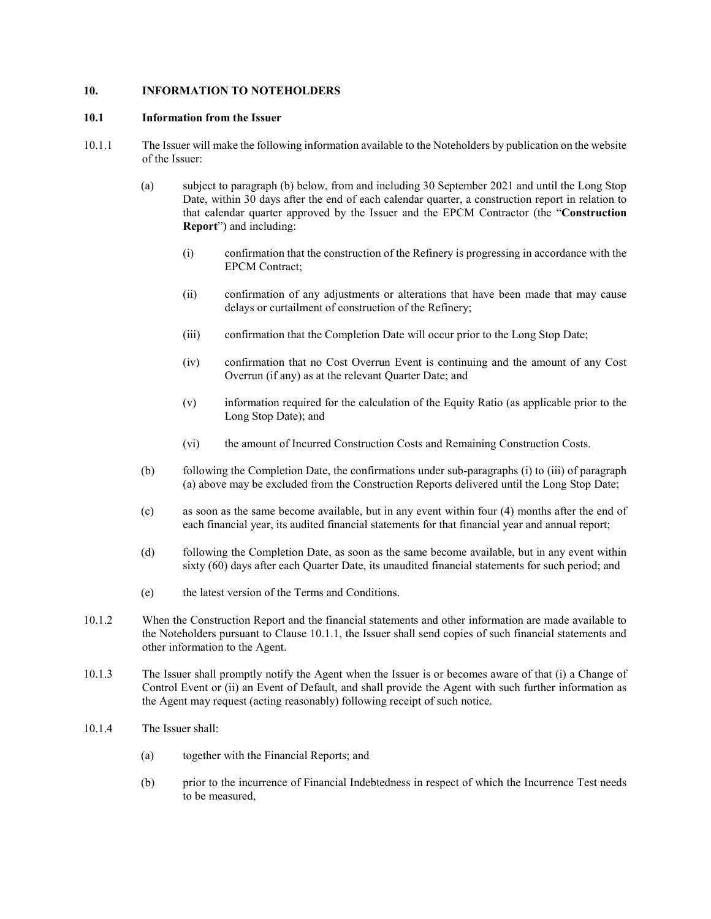## 10. INFORMATION TO NOTEHOLDERS

### 10.1 Information from the Issuer

10.1.1 The Issuer will make the following information available to the Noteholders by publication on the website of the Issuer:

(a) subject to paragraph (b) below, from and including 30 September 2021 and until the Long Stop Date, within 30 days after the end of each calendar quarter, a construction report in relation to that calendar quarter approved by the Issuer and the EPCM Contractor (the "**Construction Report**") and including:

(i) confirmation that the construction of the Refinery is progressing in accordance with the EPCM Contract;

(ii) confirmation of any adjustments or alterations that have been made that may cause delays or curtailment of construction of the Refinery;

(iii) confirmation that the Completion Date will occur prior to the Long Stop Date;

(iv) confirmation that no Cost Overrun Event is continuing and the amount of any Cost Overrun (if any) as at the relevant Quarter Date; and

(v) information required for the calculation of the Equity Ratio (as applicable prior to the Long Stop Date); and

(vi) the amount of Incurred Construction Costs and Remaining Construction Costs.

(b) following the Completion Date, the confirmations under sub-paragraphs (i) to (iii) of paragraph (a) above may be excluded from the Construction Reports delivered until the Long Stop Date;

(c) as soon as the same become available, but in any event within four (4) months after the end of each financial year, its audited financial statements for that financial year and annual report;

(d) following the Completion Date, as soon as the same become available, but in any event within sixty (60) days after each Quarter Date, its unaudited financial statements for such period; and

(e) the latest version of the Terms and Conditions.

10.1.2 When the Construction Report and the financial statements and other information are made available to the Noteholders pursuant to Clause 10.1.1, the Issuer shall send copies of such financial statements and other information to the Agent.

10.1.3 The Issuer shall promptly notify the Agent when the Issuer is or becomes aware of that (i) a Change of Control Event or (ii) an Event of Default, and shall provide the Agent with such further information as the Agent may request (acting reasonably) following receipt of such notice.

10.1.4 The Issuer shall:

(a) together with the Financial Reports; and

(b) prior to the incurrence of Financial Indebtedness in respect of which the Incurrence Test needs to be measured,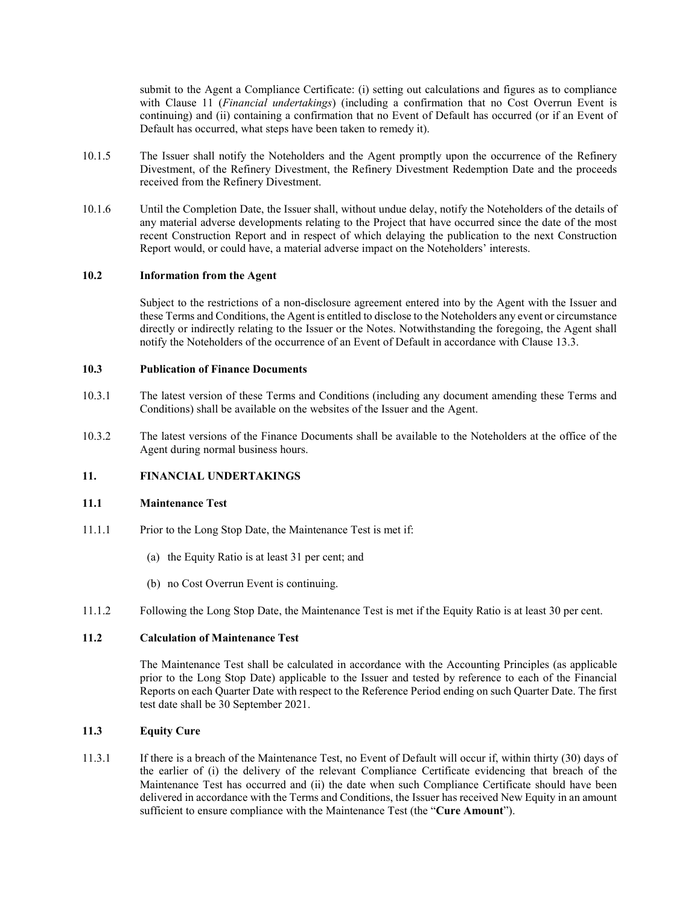submit to the Agent a Compliance Certificate: (i) setting out calculations and figures as to compliance with Clause 11 (*Financial undertakings*) (including a confirmation that no Cost Overrun Event is continuing) and (ii) containing a confirmation that no Event of Default has occurred (or if an Event of Default has occurred, what steps have been taken to remedy it).

10.1.5 The Issuer shall notify the Noteholders and the Agent promptly upon the occurrence of the Refinery Divestment, of the Refinery Divestment, the Refinery Divestment Redemption Date and the proceeds received from the Refinery Divestment.

10.1.6 Until the Completion Date, the Issuer shall, without undue delay, notify the Noteholders of the details of any material adverse developments relating to the Project that have occurred since the date of the most recent Construction Report and in respect of which delaying the publication to the next Construction Report would, or could have, a material adverse impact on the Noteholders' interests.

### 10.2 Information from the Agent

Subject to the restrictions of a non-disclosure agreement entered into by the Agent with the Issuer and these Terms and Conditions, the Agent is entitled to disclose to the Noteholders any event or circumstance directly or indirectly relating to the Issuer or the Notes. Notwithstanding the foregoing, the Agent shall notify the Noteholders of the occurrence of an Event of Default in accordance with Clause 13.3.

### 10.3 Publication of Finance Documents

10.3.1 The latest version of these Terms and Conditions (including any document amending these Terms and Conditions) shall be available on the websites of the Issuer and the Agent.

10.3.2 The latest versions of the Finance Documents shall be available to the Noteholders at the office of the Agent during normal business hours.

## 11. FINANCIAL UNDERTAKINGS

### 11.1 Maintenance Test

11.1.1 Prior to the Long Stop Date, the Maintenance Test is met if:

(a) the Equity Ratio is at least 31 per cent; and

(b) no Cost Overrun Event is continuing.

11.1.2 Following the Long Stop Date, the Maintenance Test is met if the Equity Ratio is at least 30 per cent.

### 11.2 Calculation of Maintenance Test

The Maintenance Test shall be calculated in accordance with the Accounting Principles (as applicable prior to the Long Stop Date) applicable to the Issuer and tested by reference to each of the Financial Reports on each Quarter Date with respect to the Reference Period ending on such Quarter Date. The first test date shall be 30 September 2021.

### 11.3 Equity Cure

11.3.1 If there is a breach of the Maintenance Test, no Event of Default will occur if, within thirty (30) days of the earlier of (i) the delivery of the relevant Compliance Certificate evidencing that breach of the Maintenance Test has occurred and (ii) the date when such Compliance Certificate should have been delivered in accordance with the Terms and Conditions, the Issuer has received New Equity in an amount sufficient to ensure compliance with the Maintenance Test (the "**Cure Amount**").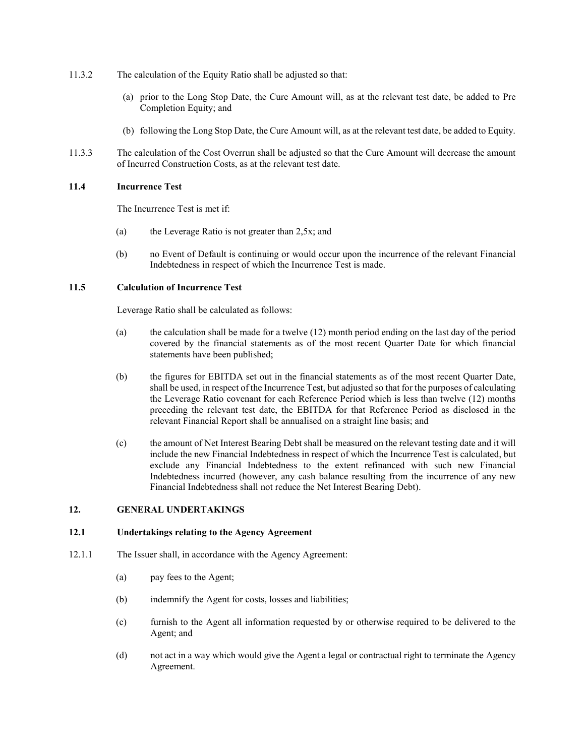11.3.2 The calculation of the Equity Ratio shall be adjusted so that:

(a) prior to the Long Stop Date, the Cure Amount will, as at the relevant test date, be added to Pre Completion Equity; and

(b) following the Long Stop Date, the Cure Amount will, as at the relevant test date, be added to Equity.

11.3.3 The calculation of the Cost Overrun shall be adjusted so that the Cure Amount will decrease the amount of Incurred Construction Costs, as at the relevant test date.

### 11.4 Incurrence Test

The Incurrence Test is met if:

(a) the Leverage Ratio is not greater than 2,5x; and

(b) no Event of Default is continuing or would occur upon the incurrence of the relevant Financial Indebtedness in respect of which the Incurrence Test is made.

### 11.5 Calculation of Incurrence Test

Leverage Ratio shall be calculated as follows:

(a) the calculation shall be made for a twelve (12) month period ending on the last day of the period covered by the financial statements as of the most recent Quarter Date for which financial statements have been published;

(b) the figures for EBITDA set out in the financial statements as of the most recent Quarter Date, shall be used, in respect of the Incurrence Test, but adjusted so that for the purposes of calculating the Leverage Ratio covenant for each Reference Period which is less than twelve (12) months preceding the relevant test date, the EBITDA for that Reference Period as disclosed in the relevant Financial Report shall be annualised on a straight line basis; and

(c) the amount of Net Interest Bearing Debt shall be measured on the relevant testing date and it will include the new Financial Indebtedness in respect of which the Incurrence Test is calculated, but exclude any Financial Indebtedness to the extent refinanced with such new Financial Indebtedness incurred (however, any cash balance resulting from the incurrence of any new Financial Indebtedness shall not reduce the Net Interest Bearing Debt).

## 12. GENERAL UNDERTAKINGS

### 12.1 Undertakings relating to the Agency Agreement

12.1.1 The Issuer shall, in accordance with the Agency Agreement:

(a) pay fees to the Agent;

(b) indemnify the Agent for costs, losses and liabilities;

(c) furnish to the Agent all information requested by or otherwise required to be delivered to the Agent; and

(d) not act in a way which would give the Agent a legal or contractual right to terminate the Agency Agreement.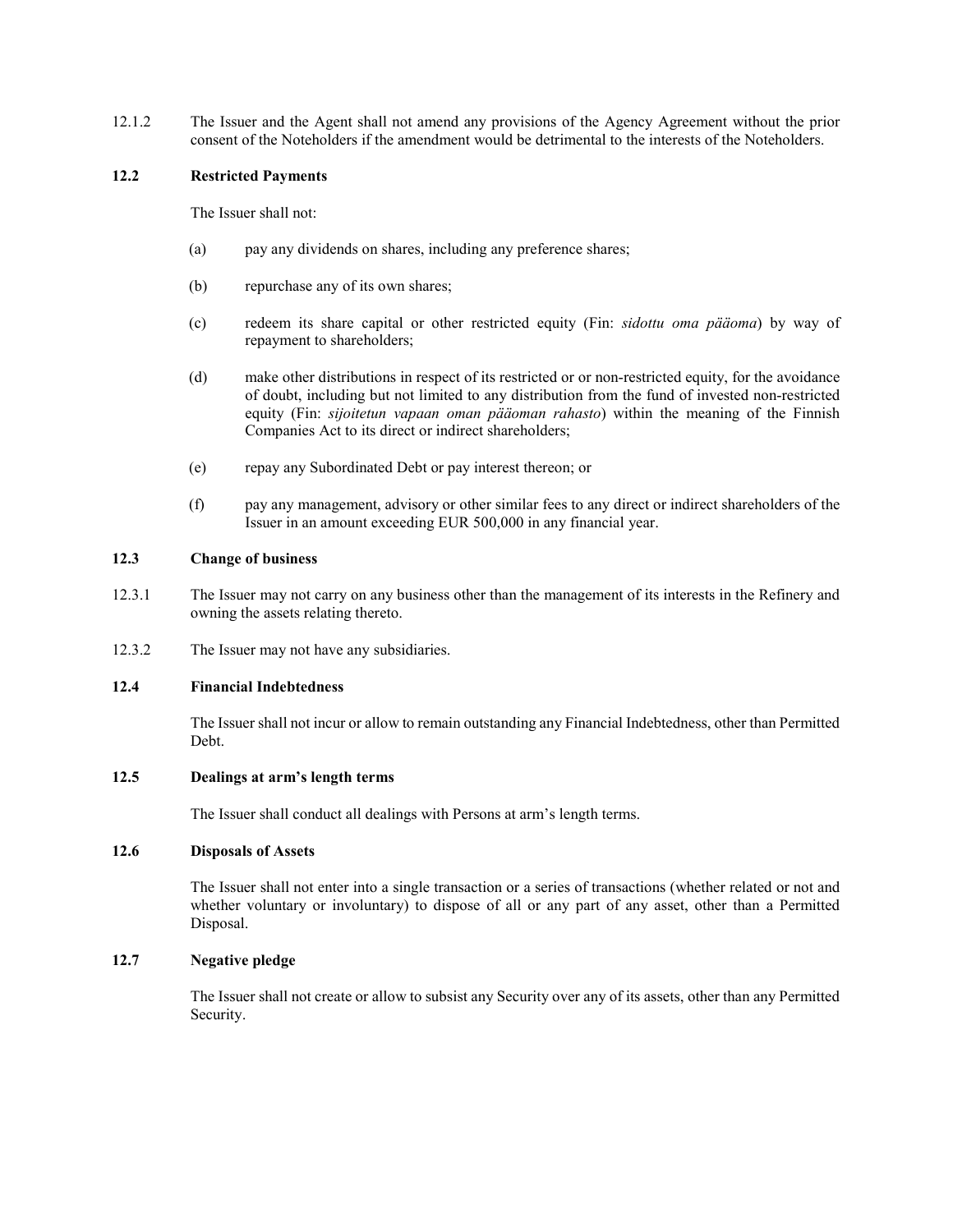12.1.2 The Issuer and the Agent shall not amend any provisions of the Agency Agreement without the prior consent of the Noteholders if the amendment would be detrimental to the interests of the Noteholders.

### 12.2 Restricted Payments

The Issuer shall not:

(a) pay any dividends on shares, including any preference shares;

(b) repurchase any of its own shares;

(c) redeem its share capital or other restricted equity (Fin: *sidottu oma pääoma*) by way of repayment to shareholders;

(d) make other distributions in respect of its restricted or or non-restricted equity, for the avoidance of doubt, including but not limited to any distribution from the fund of invested non-restricted equity (Fin: *sijoitetun vapaan oman pääoman rahasto*) within the meaning of the Finnish Companies Act to its direct or indirect shareholders;

(e) repay any Subordinated Debt or pay interest thereon; or

(f) pay any management, advisory or other similar fees to any direct or indirect shareholders of the Issuer in an amount exceeding EUR 500,000 in any financial year.

### 12.3 Change of business

12.3.1 The Issuer may not carry on any business other than the management of its interests in the Refinery and owning the assets relating thereto.

12.3.2 The Issuer may not have any subsidiaries.

### 12.4 Financial Indebtedness

The Issuer shall not incur or allow to remain outstanding any Financial Indebtedness, other than Permitted Debt.

### 12.5 Dealings at arm's length terms

The Issuer shall conduct all dealings with Persons at arm's length terms.

### 12.6 Disposals of Assets

The Issuer shall not enter into a single transaction or a series of transactions (whether related or not and whether voluntary or involuntary) to dispose of all or any part of any asset, other than a Permitted Disposal.

### 12.7 Negative pledge

The Issuer shall not create or allow to subsist any Security over any of its assets, other than any Permitted Security.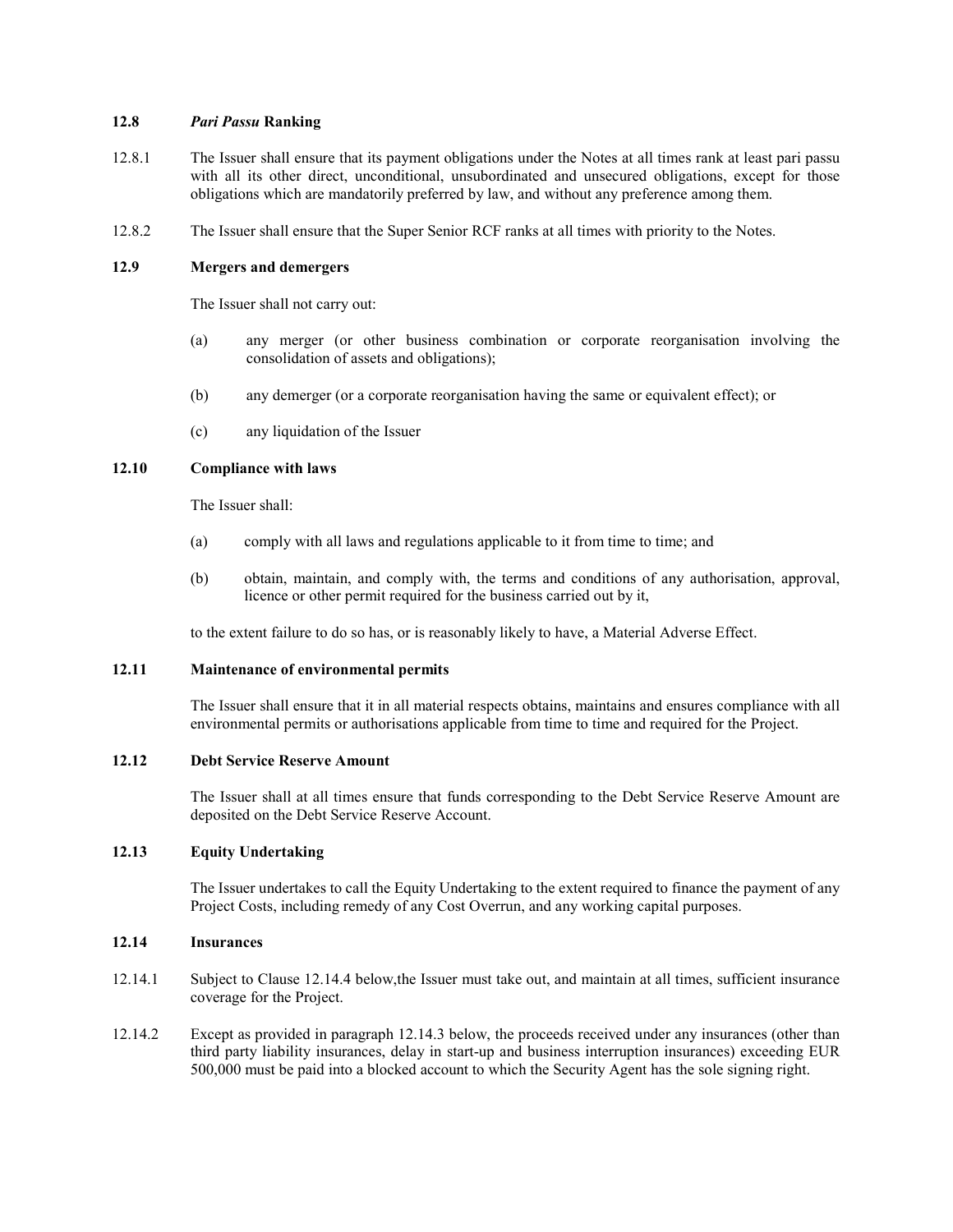### 12.8 *Pari Passu* Ranking

12.8.1 The Issuer shall ensure that its payment obligations under the Notes at all times rank at least pari passu with all its other direct, unconditional, unsubordinated and unsecured obligations, except for those obligations which are mandatorily preferred by law, and without any preference among them.

12.8.2 The Issuer shall ensure that the Super Senior RCF ranks at all times with priority to the Notes.

### 12.9 Mergers and demergers

The Issuer shall not carry out:

(a) any merger (or other business combination or corporate reorganisation involving the consolidation of assets and obligations);

(b) any demerger (or a corporate reorganisation having the same or equivalent effect); or

(c) any liquidation of the Issuer

### 12.10 Compliance with laws

The Issuer shall:

(a) comply with all laws and regulations applicable to it from time to time; and

(b) obtain, maintain, and comply with, the terms and conditions of any authorisation, approval, licence or other permit required for the business carried out by it,

to the extent failure to do so has, or is reasonably likely to have, a Material Adverse Effect.

### 12.11 Maintenance of environmental permits

The Issuer shall ensure that it in all material respects obtains, maintains and ensures compliance with all environmental permits or authorisations applicable from time to time and required for the Project.

### 12.12 Debt Service Reserve Amount

The Issuer shall at all times ensure that funds corresponding to the Debt Service Reserve Amount are deposited on the Debt Service Reserve Account.

### 12.13 Equity Undertaking

The Issuer undertakes to call the Equity Undertaking to the extent required to finance the payment of any Project Costs, including remedy of any Cost Overrun, and any working capital purposes.

### 12.14 Insurances

12.14.1 Subject to Clause 12.14.4 below,the Issuer must take out, and maintain at all times, sufficient insurance coverage for the Project.

12.14.2 Except as provided in paragraph 12.14.3 below, the proceeds received under any insurances (other than third party liability insurances, delay in start-up and business interruption insurances) exceeding EUR 500,000 must be paid into a blocked account to which the Security Agent has the sole signing right.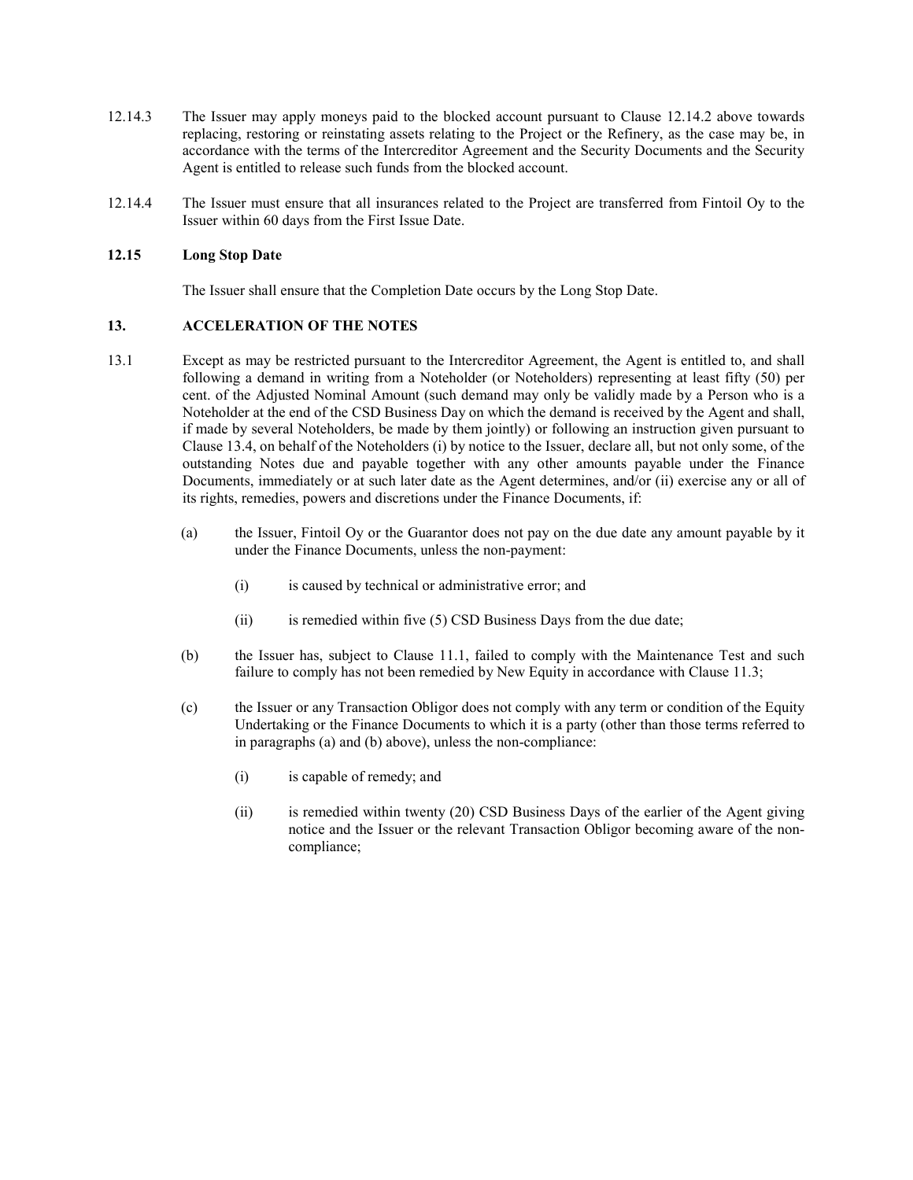12.14.3 The Issuer may apply moneys paid to the blocked account pursuant to Clause 12.14.2 above towards replacing, restoring or reinstating assets relating to the Project or the Refinery, as the case may be, in accordance with the terms of the Intercreditor Agreement and the Security Documents and the Security Agent is entitled to release such funds from the blocked account.

12.14.4 The Issuer must ensure that all insurances related to the Project are transferred from Fintoil Oy to the Issuer within 60 days from the First Issue Date.

**12.15 Long Stop Date**

The Issuer shall ensure that the Completion Date occurs by the Long Stop Date.

## 13. ACCELERATION OF THE NOTES

13.1 Except as may be restricted pursuant to the Intercreditor Agreement, the Agent is entitled to, and shall following a demand in writing from a Noteholder (or Noteholders) representing at least fifty (50) per cent. of the Adjusted Nominal Amount (such demand may only be validly made by a Person who is a Noteholder at the end of the CSD Business Day on which the demand is received by the Agent and shall, if made by several Noteholders, be made by them jointly) or following an instruction given pursuant to Clause 13.4, on behalf of the Noteholders (i) by notice to the Issuer, declare all, but not only some, of the outstanding Notes due and payable together with any other amounts payable under the Finance Documents, immediately or at such later date as the Agent determines, and/or (ii) exercise any or all of its rights, remedies, powers and discretions under the Finance Documents, if:

(a) the Issuer, Fintoil Oy or the Guarantor does not pay on the due date any amount payable by it under the Finance Documents, unless the non-payment:

(i) is caused by technical or administrative error; and

(ii) is remedied within five (5) CSD Business Days from the due date;

(b) the Issuer has, subject to Clause 11.1, failed to comply with the Maintenance Test and such failure to comply has not been remedied by New Equity in accordance with Clause 11.3;

(c) the Issuer or any Transaction Obligor does not comply with any term or condition of the Equity Undertaking or the Finance Documents to which it is a party (other than those terms referred to in paragraphs (a) and (b) above), unless the non-compliance:

(i) is capable of remedy; and

(ii) is remedied within twenty (20) CSD Business Days of the earlier of the Agent giving notice and the Issuer or the relevant Transaction Obligor becoming aware of the non-compliance;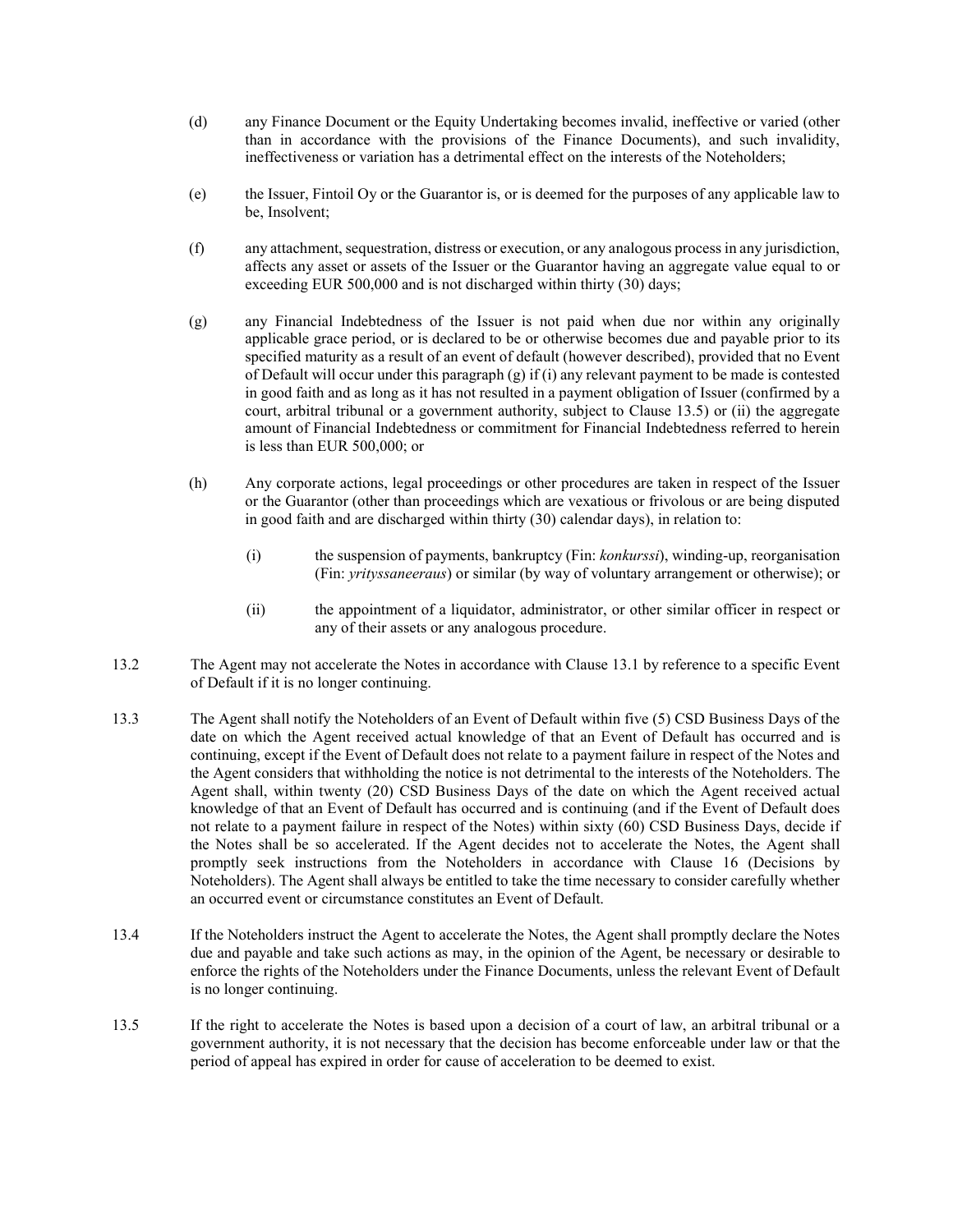(d) any Finance Document or the Equity Undertaking becomes invalid, ineffective or varied (other than in accordance with the provisions of the Finance Documents), and such invalidity, ineffectiveness or variation has a detrimental effect on the interests of the Noteholders;

(e) the Issuer, Fintoil Oy or the Guarantor is, or is deemed for the purposes of any applicable law to be, Insolvent;

(f) any attachment, sequestration, distress or execution, or any analogous process in any jurisdiction, affects any asset or assets of the Issuer or the Guarantor having an aggregate value equal to or exceeding EUR 500,000 and is not discharged within thirty (30) days;

(g) any Financial Indebtedness of the Issuer is not paid when due nor within any originally applicable grace period, or is declared to be or otherwise becomes due and payable prior to its specified maturity as a result of an event of default (however described), provided that no Event of Default will occur under this paragraph (g) if (i) any relevant payment to be made is contested in good faith and as long as it has not resulted in a payment obligation of Issuer (confirmed by a court, arbitral tribunal or a government authority, subject to Clause 13.5) or (ii) the aggregate amount of Financial Indebtedness or commitment for Financial Indebtedness referred to herein is less than EUR 500,000; or

(h) Any corporate actions, legal proceedings or other procedures are taken in respect of the Issuer or the Guarantor (other than proceedings which are vexatious or frivolous or are being disputed in good faith and are discharged within thirty (30) calendar days), in relation to:

   (i) the suspension of payments, bankruptcy (Fin: *konkurssi*), winding-up, reorganisation (Fin: *yrityssaneeraus*) or similar (by way of voluntary arrangement or otherwise); or

   (ii) the appointment of a liquidator, administrator, or other similar officer in respect or any of their assets or any analogous procedure.

13.2 The Agent may not accelerate the Notes in accordance with Clause 13.1 by reference to a specific Event of Default if it is no longer continuing.

13.3 The Agent shall notify the Noteholders of an Event of Default within five (5) CSD Business Days of the date on which the Agent received actual knowledge of that an Event of Default has occurred and is continuing, except if the Event of Default does not relate to a payment failure in respect of the Notes and the Agent considers that withholding the notice is not detrimental to the interests of the Noteholders. The Agent shall, within twenty (20) CSD Business Days of the date on which the Agent received actual knowledge of that an Event of Default has occurred and is continuing (and if the Event of Default does not relate to a payment failure in respect of the Notes) within sixty (60) CSD Business Days, decide if the Notes shall be so accelerated. If the Agent decides not to accelerate the Notes, the Agent shall promptly seek instructions from the Noteholders in accordance with Clause 16 (Decisions by Noteholders). The Agent shall always be entitled to take the time necessary to consider carefully whether an occurred event or circumstance constitutes an Event of Default.

13.4 If the Noteholders instruct the Agent to accelerate the Notes, the Agent shall promptly declare the Notes due and payable and take such actions as may, in the opinion of the Agent, be necessary or desirable to enforce the rights of the Noteholders under the Finance Documents, unless the relevant Event of Default is no longer continuing.

13.5 If the right to accelerate the Notes is based upon a decision of a court of law, an arbitral tribunal or a government authority, it is not necessary that the decision has become enforceable under law or that the period of appeal has expired in order for cause of acceleration to be deemed to exist.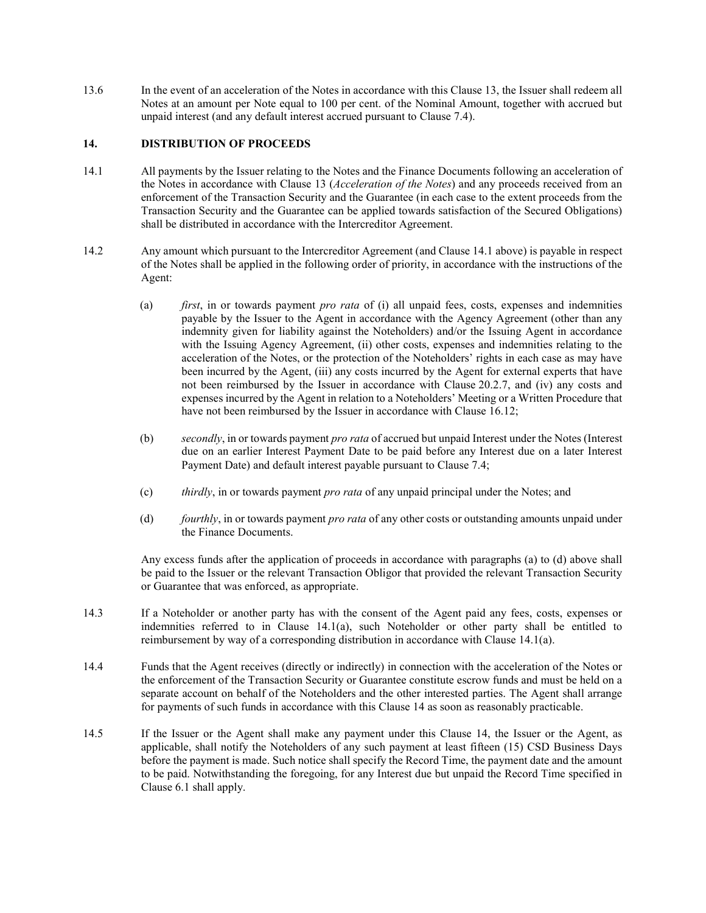13.6 In the event of an acceleration of the Notes in accordance with this Clause 13, the Issuer shall redeem all Notes at an amount per Note equal to 100 per cent. of the Nominal Amount, together with accrued but unpaid interest (and any default interest accrued pursuant to Clause 7.4).

## 14. DISTRIBUTION OF PROCEEDS

14.1 All payments by the Issuer relating to the Notes and the Finance Documents following an acceleration of the Notes in accordance with Clause 13 (*Acceleration of the Notes*) and any proceeds received from an enforcement of the Transaction Security and the Guarantee (in each case to the extent proceeds from the Transaction Security and the Guarantee can be applied towards satisfaction of the Secured Obligations) shall be distributed in accordance with the Intercreditor Agreement.

14.2 Any amount which pursuant to the Intercreditor Agreement (and Clause 14.1 above) is payable in respect of the Notes shall be applied in the following order of priority, in accordance with the instructions of the Agent:

(a) *first*, in or towards payment *pro rata* of (i) all unpaid fees, costs, expenses and indemnities payable by the Issuer to the Agent in accordance with the Agency Agreement (other than any indemnity given for liability against the Noteholders) and/or the Issuing Agent in accordance with the Issuing Agency Agreement, (ii) other costs, expenses and indemnities relating to the acceleration of the Notes, or the protection of the Noteholders' rights in each case as may have been incurred by the Agent, (iii) any costs incurred by the Agent for external experts that have not been reimbursed by the Issuer in accordance with Clause 20.2.7, and (iv) any costs and expenses incurred by the Agent in relation to a Noteholders' Meeting or a Written Procedure that have not been reimbursed by the Issuer in accordance with Clause 16.12;

(b) *secondly*, in or towards payment *pro rata* of accrued but unpaid Interest under the Notes (Interest due on an earlier Interest Payment Date to be paid before any Interest due on a later Interest Payment Date) and default interest payable pursuant to Clause 7.4;

(c) *thirdly*, in or towards payment *pro rata* of any unpaid principal under the Notes; and

(d) *fourthly*, in or towards payment *pro rata* of any other costs or outstanding amounts unpaid under the Finance Documents.

Any excess funds after the application of proceeds in accordance with paragraphs (a) to (d) above shall be paid to the Issuer or the relevant Transaction Obligor that provided the relevant Transaction Security or Guarantee that was enforced, as appropriate.

14.3 If a Noteholder or another party has with the consent of the Agent paid any fees, costs, expenses or indemnities referred to in Clause 14.1(a), such Noteholder or other party shall be entitled to reimbursement by way of a corresponding distribution in accordance with Clause 14.1(a).

14.4 Funds that the Agent receives (directly or indirectly) in connection with the acceleration of the Notes or the enforcement of the Transaction Security or Guarantee constitute escrow funds and must be held on a separate account on behalf of the Noteholders and the other interested parties. The Agent shall arrange for payments of such funds in accordance with this Clause 14 as soon as reasonably practicable.

14.5 If the Issuer or the Agent shall make any payment under this Clause 14, the Issuer or the Agent, as applicable, shall notify the Noteholders of any such payment at least fifteen (15) CSD Business Days before the payment is made. Such notice shall specify the Record Time, the payment date and the amount to be paid. Notwithstanding the foregoing, for any Interest due but unpaid the Record Time specified in Clause 6.1 shall apply.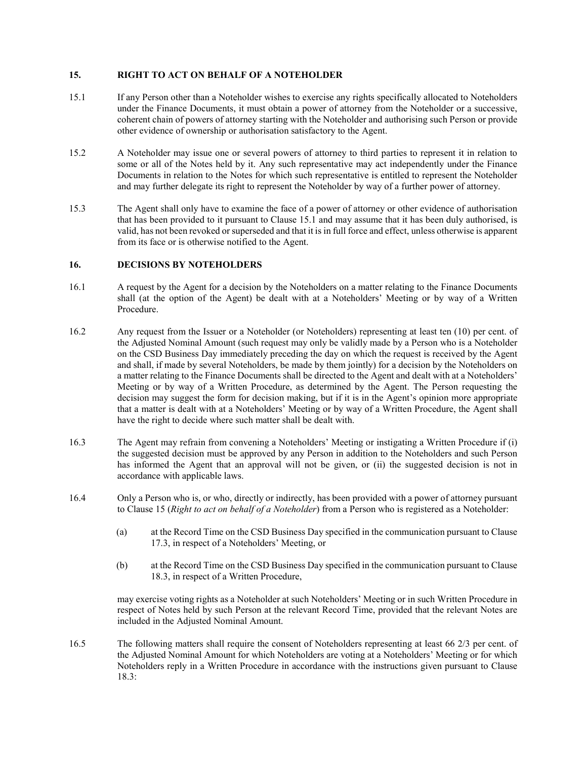## 15. RIGHT TO ACT ON BEHALF OF A NOTEHOLDER

15.1 If any Person other than a Noteholder wishes to exercise any rights specifically allocated to Noteholders under the Finance Documents, it must obtain a power of attorney from the Noteholder or a successive, coherent chain of powers of attorney starting with the Noteholder and authorising such Person or provide other evidence of ownership or authorisation satisfactory to the Agent.

15.2 A Noteholder may issue one or several powers of attorney to third parties to represent it in relation to some or all of the Notes held by it. Any such representative may act independently under the Finance Documents in relation to the Notes for which such representative is entitled to represent the Noteholder and may further delegate its right to represent the Noteholder by way of a further power of attorney.

15.3 The Agent shall only have to examine the face of a power of attorney or other evidence of authorisation that has been provided to it pursuant to Clause 15.1 and may assume that it has been duly authorised, is valid, has not been revoked or superseded and that it is in full force and effect, unless otherwise is apparent from its face or is otherwise notified to the Agent.

## 16. DECISIONS BY NOTEHOLDERS

16.1 A request by the Agent for a decision by the Noteholders on a matter relating to the Finance Documents shall (at the option of the Agent) be dealt with at a Noteholders' Meeting or by way of a Written Procedure.

16.2 Any request from the Issuer or a Noteholder (or Noteholders) representing at least ten (10) per cent. of the Adjusted Nominal Amount (such request may only be validly made by a Person who is a Noteholder on the CSD Business Day immediately preceding the day on which the request is received by the Agent and shall, if made by several Noteholders, be made by them jointly) for a decision by the Noteholders on a matter relating to the Finance Documents shall be directed to the Agent and dealt with at a Noteholders' Meeting or by way of a Written Procedure, as determined by the Agent. The Person requesting the decision may suggest the form for decision making, but if it is in the Agent's opinion more appropriate that a matter is dealt with at a Noteholders' Meeting or by way of a Written Procedure, the Agent shall have the right to decide where such matter shall be dealt with.

16.3 The Agent may refrain from convening a Noteholders' Meeting or instigating a Written Procedure if (i) the suggested decision must be approved by any Person in addition to the Noteholders and such Person has informed the Agent that an approval will not be given, or (ii) the suggested decision is not in accordance with applicable laws.

16.4 Only a Person who is, or who, directly or indirectly, has been provided with a power of attorney pursuant to Clause 15 (*Right to act on behalf of a Noteholder*) from a Person who is registered as a Noteholder:

(a) at the Record Time on the CSD Business Day specified in the communication pursuant to Clause 17.3, in respect of a Noteholders' Meeting, or

(b) at the Record Time on the CSD Business Day specified in the communication pursuant to Clause 18.3, in respect of a Written Procedure,

may exercise voting rights as a Noteholder at such Noteholders' Meeting or in such Written Procedure in respect of Notes held by such Person at the relevant Record Time, provided that the relevant Notes are included in the Adjusted Nominal Amount.

16.5 The following matters shall require the consent of Noteholders representing at least 66 2/3 per cent. of the Adjusted Nominal Amount for which Noteholders are voting at a Noteholders' Meeting or for which Noteholders reply in a Written Procedure in accordance with the instructions given pursuant to Clause 18.3: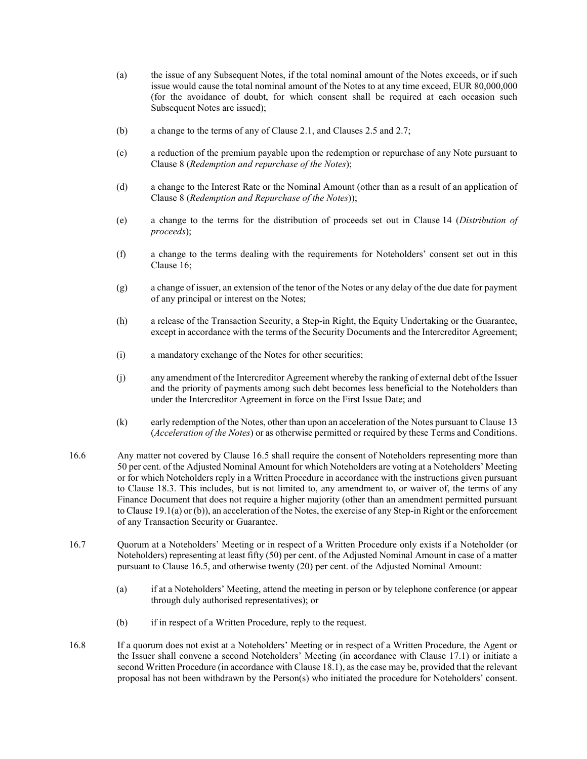(a) the issue of any Subsequent Notes, if the total nominal amount of the Notes exceeds, or if such issue would cause the total nominal amount of the Notes to at any time exceed, EUR 80,000,000 (for the avoidance of doubt, for which consent shall be required at each occasion such Subsequent Notes are issued);

(b) a change to the terms of any of Clause 2.1, and Clauses 2.5 and 2.7;

(c) a reduction of the premium payable upon the redemption or repurchase of any Note pursuant to Clause 8 (*Redemption and repurchase of the Notes*);

(d) a change to the Interest Rate or the Nominal Amount (other than as a result of an application of Clause 8 (*Redemption and Repurchase of the Notes*));

(e) a change to the terms for the distribution of proceeds set out in Clause 14 (*Distribution of proceeds*);

(f) a change to the terms dealing with the requirements for Noteholders' consent set out in this Clause 16;

(g) a change of issuer, an extension of the tenor of the Notes or any delay of the due date for payment of any principal or interest on the Notes;

(h) a release of the Transaction Security, a Step-in Right, the Equity Undertaking or the Guarantee, except in accordance with the terms of the Security Documents and the Intercreditor Agreement;

(i) a mandatory exchange of the Notes for other securities;

(j) any amendment of the Intercreditor Agreement whereby the ranking of external debt of the Issuer and the priority of payments among such debt becomes less beneficial to the Noteholders than under the Intercreditor Agreement in force on the First Issue Date; and

(k) early redemption of the Notes, other than upon an acceleration of the Notes pursuant to Clause 13 (*Acceleration of the Notes*) or as otherwise permitted or required by these Terms and Conditions.

16.6 Any matter not covered by Clause 16.5 shall require the consent of Noteholders representing more than 50 per cent. of the Adjusted Nominal Amount for which Noteholders are voting at a Noteholders' Meeting or for which Noteholders reply in a Written Procedure in accordance with the instructions given pursuant to Clause 18.3. This includes, but is not limited to, any amendment to, or waiver of, the terms of any Finance Document that does not require a higher majority (other than an amendment permitted pursuant to Clause 19.1(a) or (b)), an acceleration of the Notes, the exercise of any Step-in Right or the enforcement of any Transaction Security or Guarantee.

16.7 Quorum at a Noteholders' Meeting or in respect of a Written Procedure only exists if a Noteholder (or Noteholders) representing at least fifty (50) per cent. of the Adjusted Nominal Amount in case of a matter pursuant to Clause 16.5, and otherwise twenty (20) per cent. of the Adjusted Nominal Amount:

(a) if at a Noteholders' Meeting, attend the meeting in person or by telephone conference (or appear through duly authorised representatives); or

(b) if in respect of a Written Procedure, reply to the request.

16.8 If a quorum does not exist at a Noteholders' Meeting or in respect of a Written Procedure, the Agent or the Issuer shall convene a second Noteholders' Meeting (in accordance with Clause 17.1) or initiate a second Written Procedure (in accordance with Clause 18.1), as the case may be, provided that the relevant proposal has not been withdrawn by the Person(s) who initiated the procedure for Noteholders' consent.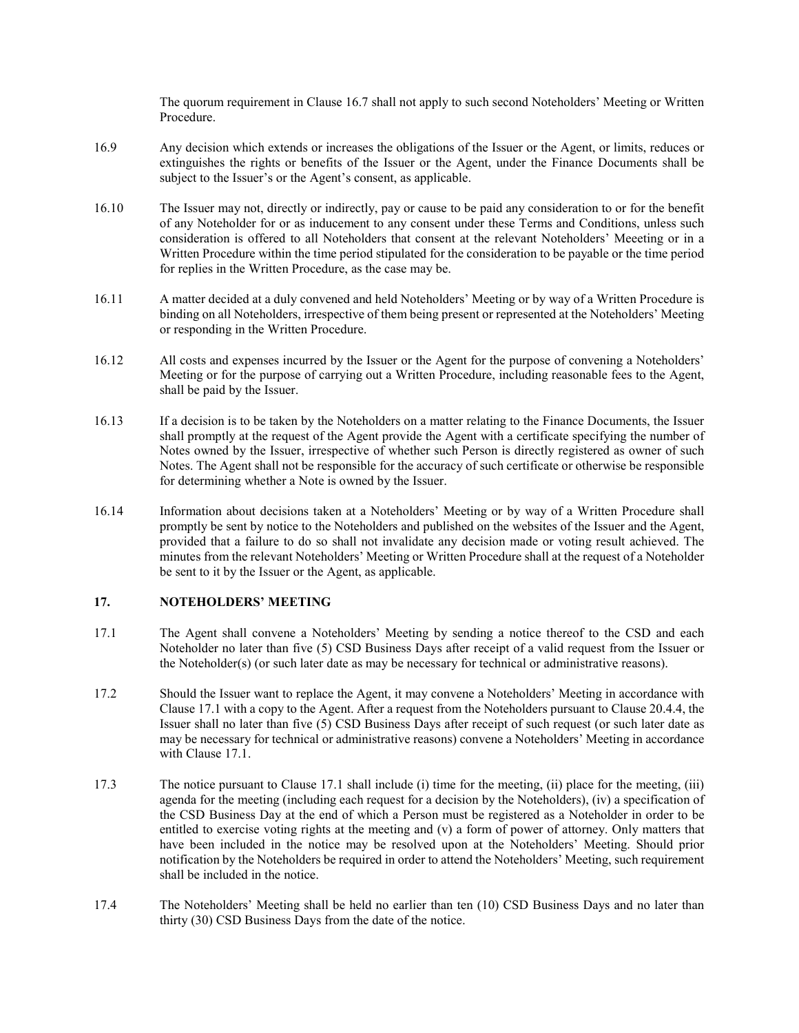The quorum requirement in Clause 16.7 shall not apply to such second Noteholders' Meeting or Written Procedure.

16.9 Any decision which extends or increases the obligations of the Issuer or the Agent, or limits, reduces or extinguishes the rights or benefits of the Issuer or the Agent, under the Finance Documents shall be subject to the Issuer's or the Agent's consent, as applicable.

16.10 The Issuer may not, directly or indirectly, pay or cause to be paid any consideration to or for the benefit of any Noteholder for or as inducement to any consent under these Terms and Conditions, unless such consideration is offered to all Noteholders that consent at the relevant Noteholders' Meeeting or in a Written Procedure within the time period stipulated for the consideration to be payable or the time period for replies in the Written Procedure, as the case may be.

16.11 A matter decided at a duly convened and held Noteholders' Meeting or by way of a Written Procedure is binding on all Noteholders, irrespective of them being present or represented at the Noteholders' Meeting or responding in the Written Procedure.

16.12 All costs and expenses incurred by the Issuer or the Agent for the purpose of convening a Noteholders' Meeting or for the purpose of carrying out a Written Procedure, including reasonable fees to the Agent, shall be paid by the Issuer.

16.13 If a decision is to be taken by the Noteholders on a matter relating to the Finance Documents, the Issuer shall promptly at the request of the Agent provide the Agent with a certificate specifying the number of Notes owned by the Issuer, irrespective of whether such Person is directly registered as owner of such Notes. The Agent shall not be responsible for the accuracy of such certificate or otherwise be responsible for determining whether a Note is owned by the Issuer.

16.14 Information about decisions taken at a Noteholders' Meeting or by way of a Written Procedure shall promptly be sent by notice to the Noteholders and published on the websites of the Issuer and the Agent, provided that a failure to do so shall not invalidate any decision made or voting result achieved. The minutes from the relevant Noteholders' Meeting or Written Procedure shall at the request of a Noteholder be sent to it by the Issuer or the Agent, as applicable.

## 17. NOTEHOLDERS' MEETING

17.1 The Agent shall convene a Noteholders' Meeting by sending a notice thereof to the CSD and each Noteholder no later than five (5) CSD Business Days after receipt of a valid request from the Issuer or the Noteholder(s) (or such later date as may be necessary for technical or administrative reasons).

17.2 Should the Issuer want to replace the Agent, it may convene a Noteholders' Meeting in accordance with Clause 17.1 with a copy to the Agent. After a request from the Noteholders pursuant to Clause 20.4.4, the Issuer shall no later than five (5) CSD Business Days after receipt of such request (or such later date as may be necessary for technical or administrative reasons) convene a Noteholders' Meeting in accordance with Clause 17.1.

17.3 The notice pursuant to Clause 17.1 shall include (i) time for the meeting, (ii) place for the meeting, (iii) agenda for the meeting (including each request for a decision by the Noteholders), (iv) a specification of the CSD Business Day at the end of which a Person must be registered as a Noteholder in order to be entitled to exercise voting rights at the meeting and (v) a form of power of attorney. Only matters that have been included in the notice may be resolved upon at the Noteholders' Meeting. Should prior notification by the Noteholders be required in order to attend the Noteholders' Meeting, such requirement shall be included in the notice.

17.4 The Noteholders' Meeting shall be held no earlier than ten (10) CSD Business Days and no later than thirty (30) CSD Business Days from the date of the notice.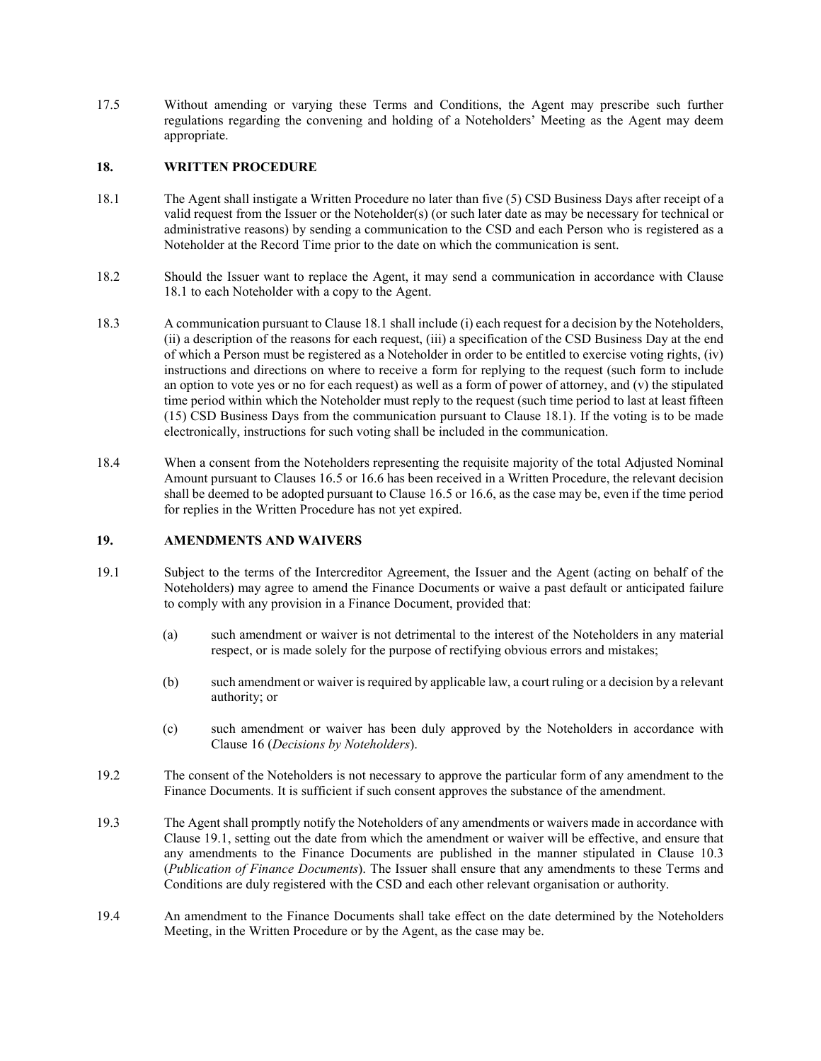17.5 Without amending or varying these Terms and Conditions, the Agent may prescribe such further regulations regarding the convening and holding of a Noteholders' Meeting as the Agent may deem appropriate.

## 18. WRITTEN PROCEDURE

18.1 The Agent shall instigate a Written Procedure no later than five (5) CSD Business Days after receipt of a valid request from the Issuer or the Noteholder(s) (or such later date as may be necessary for technical or administrative reasons) by sending a communication to the CSD and each Person who is registered as a Noteholder at the Record Time prior to the date on which the communication is sent.

18.2 Should the Issuer want to replace the Agent, it may send a communication in accordance with Clause 18.1 to each Noteholder with a copy to the Agent.

18.3 A communication pursuant to Clause 18.1 shall include (i) each request for a decision by the Noteholders, (ii) a description of the reasons for each request, (iii) a specification of the CSD Business Day at the end of which a Person must be registered as a Noteholder in order to be entitled to exercise voting rights, (iv) instructions and directions on where to receive a form for replying to the request (such form to include an option to vote yes or no for each request) as well as a form of power of attorney, and (v) the stipulated time period within which the Noteholder must reply to the request (such time period to last at least fifteen (15) CSD Business Days from the communication pursuant to Clause 18.1). If the voting is to be made electronically, instructions for such voting shall be included in the communication.

18.4 When a consent from the Noteholders representing the requisite majority of the total Adjusted Nominal Amount pursuant to Clauses 16.5 or 16.6 has been received in a Written Procedure, the relevant decision shall be deemed to be adopted pursuant to Clause 16.5 or 16.6, as the case may be, even if the time period for replies in the Written Procedure has not yet expired.

## 19. AMENDMENTS AND WAIVERS

19.1 Subject to the terms of the Intercreditor Agreement, the Issuer and the Agent (acting on behalf of the Noteholders) may agree to amend the Finance Documents or waive a past default or anticipated failure to comply with any provision in a Finance Document, provided that:

(a) such amendment or waiver is not detrimental to the interest of the Noteholders in any material respect, or is made solely for the purpose of rectifying obvious errors and mistakes;

(b) such amendment or waiver is required by applicable law, a court ruling or a decision by a relevant authority; or

(c) such amendment or waiver has been duly approved by the Noteholders in accordance with Clause 16 (*Decisions by Noteholders*).

19.2 The consent of the Noteholders is not necessary to approve the particular form of any amendment to the Finance Documents. It is sufficient if such consent approves the substance of the amendment.

19.3 The Agent shall promptly notify the Noteholders of any amendments or waivers made in accordance with Clause 19.1, setting out the date from which the amendment or waiver will be effective, and ensure that any amendments to the Finance Documents are published in the manner stipulated in Clause 10.3 (*Publication of Finance Documents*). The Issuer shall ensure that any amendments to these Terms and Conditions are duly registered with the CSD and each other relevant organisation or authority.

19.4 An amendment to the Finance Documents shall take effect on the date determined by the Noteholders Meeting, in the Written Procedure or by the Agent, as the case may be.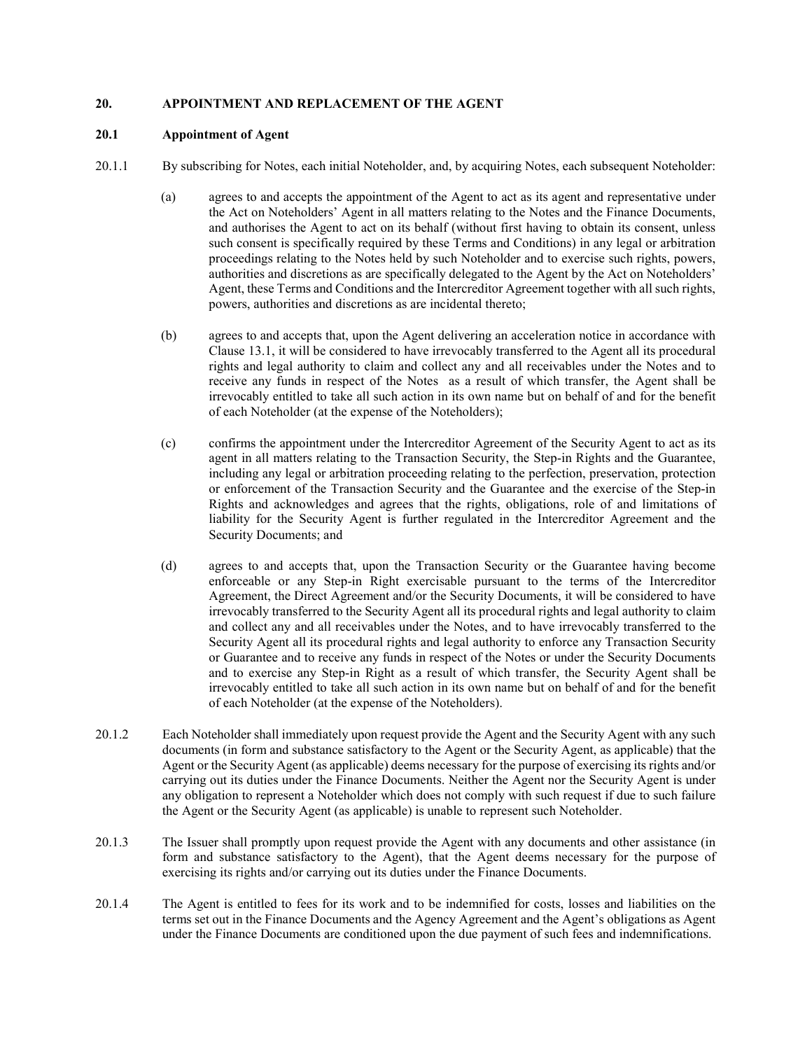## 20. APPOINTMENT AND REPLACEMENT OF THE AGENT

### 20.1 Appointment of Agent

20.1.1 By subscribing for Notes, each initial Noteholder, and, by acquiring Notes, each subsequent Noteholder:

(a) agrees to and accepts the appointment of the Agent to act as its agent and representative under the Act on Noteholders' Agent in all matters relating to the Notes and the Finance Documents, and authorises the Agent to act on its behalf (without first having to obtain its consent, unless such consent is specifically required by these Terms and Conditions) in any legal or arbitration proceedings relating to the Notes held by such Noteholder and to exercise such rights, powers, authorities and discretions as are specifically delegated to the Agent by the Act on Noteholders' Agent, these Terms and Conditions and the Intercreditor Agreement together with all such rights, powers, authorities and discretions as are incidental thereto;

(b) agrees to and accepts that, upon the Agent delivering an acceleration notice in accordance with Clause 13.1, it will be considered to have irrevocably transferred to the Agent all its procedural rights and legal authority to claim and collect any and all receivables under the Notes and to receive any funds in respect of the Notes as a result of which transfer, the Agent shall be irrevocably entitled to take all such action in its own name but on behalf of and for the benefit of each Noteholder (at the expense of the Noteholders);

(c) confirms the appointment under the Intercreditor Agreement of the Security Agent to act as its agent in all matters relating to the Transaction Security, the Step-in Rights and the Guarantee, including any legal or arbitration proceeding relating to the perfection, preservation, protection or enforcement of the Transaction Security and the Guarantee and the exercise of the Step-in Rights and acknowledges and agrees that the rights, obligations, role of and limitations of liability for the Security Agent is further regulated in the Intercreditor Agreement and the Security Documents; and

(d) agrees to and accepts that, upon the Transaction Security or the Guarantee having become enforceable or any Step-in Right exercisable pursuant to the terms of the Intercreditor Agreement, the Direct Agreement and/or the Security Documents, it will be considered to have irrevocably transferred to the Security Agent all its procedural rights and legal authority to claim and collect any and all receivables under the Notes, and to have irrevocably transferred to the Security Agent all its procedural rights and legal authority to enforce any Transaction Security or Guarantee and to receive any funds in respect of the Notes or under the Security Documents and to exercise any Step-in Right as a result of which transfer, the Security Agent shall be irrevocably entitled to take all such action in its own name but on behalf of and for the benefit of each Noteholder (at the expense of the Noteholders).

20.1.2 Each Noteholder shall immediately upon request provide the Agent and the Security Agent with any such documents (in form and substance satisfactory to the Agent or the Security Agent, as applicable) that the Agent or the Security Agent (as applicable) deems necessary for the purpose of exercising its rights and/or carrying out its duties under the Finance Documents. Neither the Agent nor the Security Agent is under any obligation to represent a Noteholder which does not comply with such request if due to such failure the Agent or the Security Agent (as applicable) is unable to represent such Noteholder.

20.1.3 The Issuer shall promptly upon request provide the Agent with any documents and other assistance (in form and substance satisfactory to the Agent), that the Agent deems necessary for the purpose of exercising its rights and/or carrying out its duties under the Finance Documents.

20.1.4 The Agent is entitled to fees for its work and to be indemnified for costs, losses and liabilities on the terms set out in the Finance Documents and the Agency Agreement and the Agent's obligations as Agent under the Finance Documents are conditioned upon the due payment of such fees and indemnifications.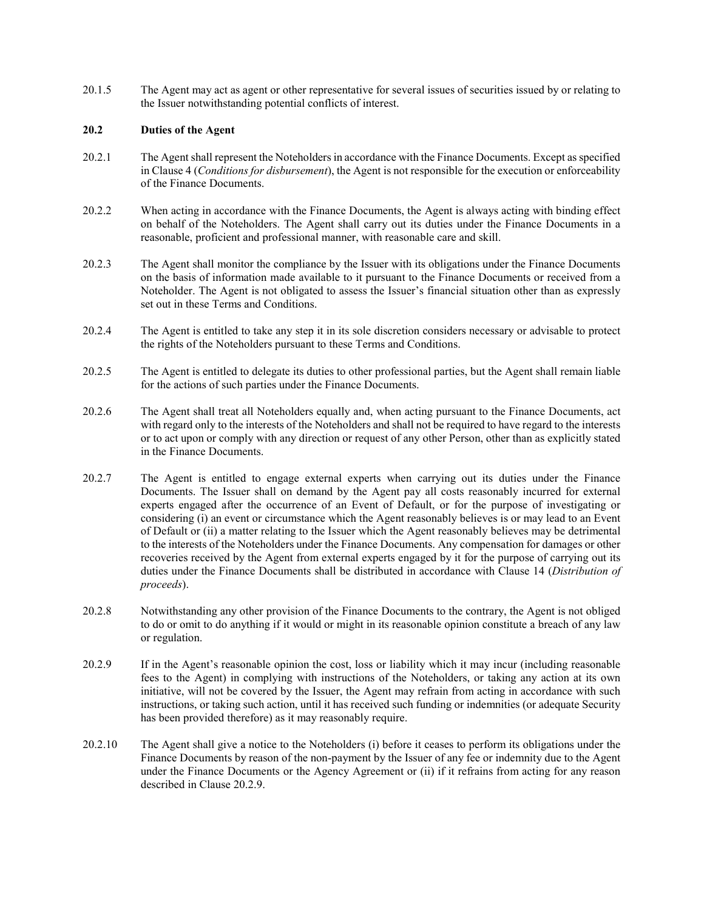20.1.5 The Agent may act as agent or other representative for several issues of securities issued by or relating to the Issuer notwithstanding potential conflicts of interest.

### 20.2 Duties of the Agent

20.2.1 The Agent shall represent the Noteholders in accordance with the Finance Documents. Except as specified in Clause 4 (*Conditions for disbursement*), the Agent is not responsible for the execution or enforceability of the Finance Documents.

20.2.2 When acting in accordance with the Finance Documents, the Agent is always acting with binding effect on behalf of the Noteholders. The Agent shall carry out its duties under the Finance Documents in a reasonable, proficient and professional manner, with reasonable care and skill.

20.2.3 The Agent shall monitor the compliance by the Issuer with its obligations under the Finance Documents on the basis of information made available to it pursuant to the Finance Documents or received from a Noteholder. The Agent is not obligated to assess the Issuer's financial situation other than as expressly set out in these Terms and Conditions.

20.2.4 The Agent is entitled to take any step it in its sole discretion considers necessary or advisable to protect the rights of the Noteholders pursuant to these Terms and Conditions.

20.2.5 The Agent is entitled to delegate its duties to other professional parties, but the Agent shall remain liable for the actions of such parties under the Finance Documents.

20.2.6 The Agent shall treat all Noteholders equally and, when acting pursuant to the Finance Documents, act with regard only to the interests of the Noteholders and shall not be required to have regard to the interests or to act upon or comply with any direction or request of any other Person, other than as explicitly stated in the Finance Documents.

20.2.7 The Agent is entitled to engage external experts when carrying out its duties under the Finance Documents. The Issuer shall on demand by the Agent pay all costs reasonably incurred for external experts engaged after the occurrence of an Event of Default, or for the purpose of investigating or considering (i) an event or circumstance which the Agent reasonably believes is or may lead to an Event of Default or (ii) a matter relating to the Issuer which the Agent reasonably believes may be detrimental to the interests of the Noteholders under the Finance Documents. Any compensation for damages or other recoveries received by the Agent from external experts engaged by it for the purpose of carrying out its duties under the Finance Documents shall be distributed in accordance with Clause 14 (*Distribution of proceeds*).

20.2.8 Notwithstanding any other provision of the Finance Documents to the contrary, the Agent is not obliged to do or omit to do anything if it would or might in its reasonable opinion constitute a breach of any law or regulation.

20.2.9 If in the Agent's reasonable opinion the cost, loss or liability which it may incur (including reasonable fees to the Agent) in complying with instructions of the Noteholders, or taking any action at its own initiative, will not be covered by the Issuer, the Agent may refrain from acting in accordance with such instructions, or taking such action, until it has received such funding or indemnities (or adequate Security has been provided therefore) as it may reasonably require.

20.2.10 The Agent shall give a notice to the Noteholders (i) before it ceases to perform its obligations under the Finance Documents by reason of the non-payment by the Issuer of any fee or indemnity due to the Agent under the Finance Documents or the Agency Agreement or (ii) if it refrains from acting for any reason described in Clause 20.2.9.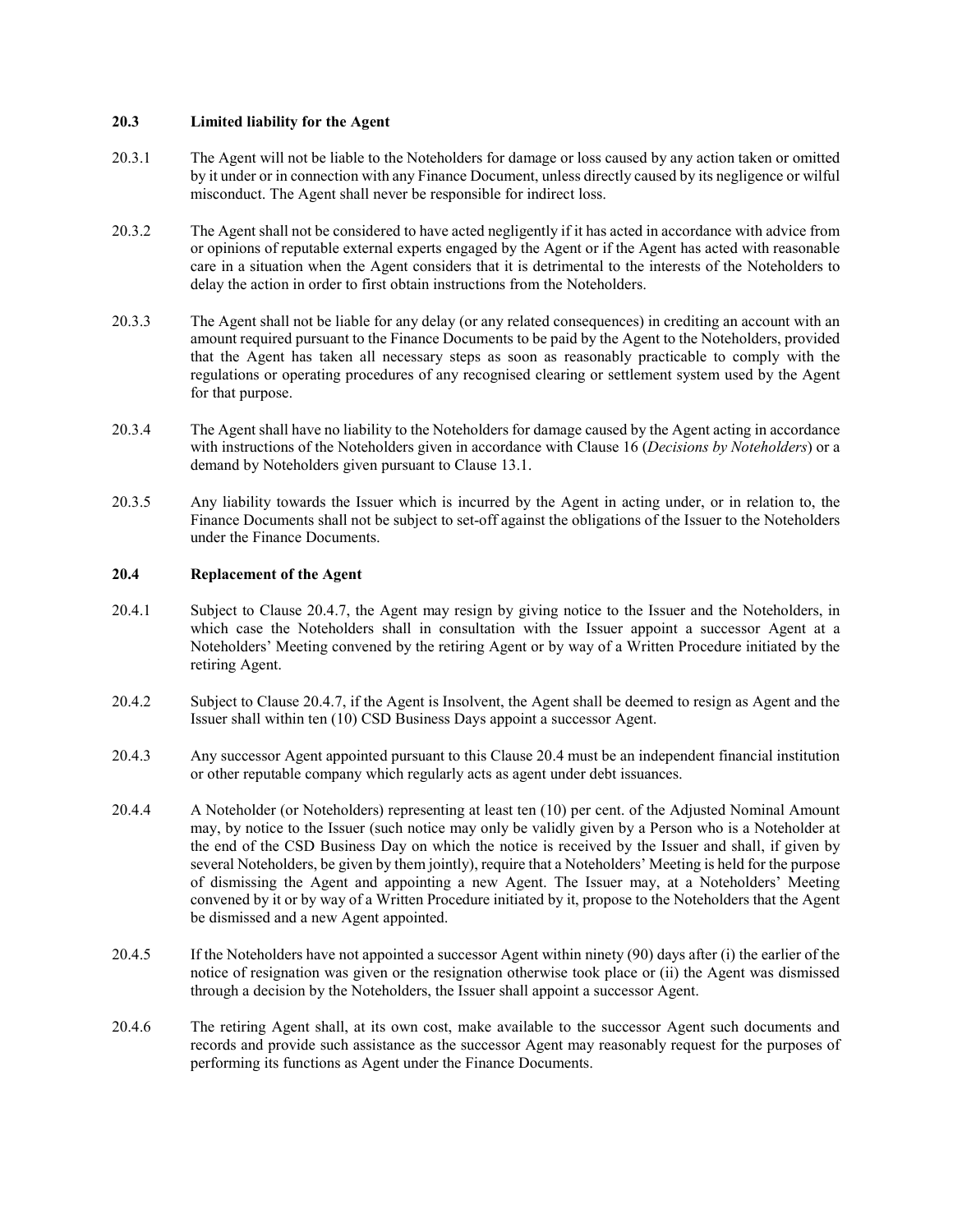### 20.3 Limited liability for the Agent

20.3.1 The Agent will not be liable to the Noteholders for damage or loss caused by any action taken or omitted by it under or in connection with any Finance Document, unless directly caused by its negligence or wilful misconduct. The Agent shall never be responsible for indirect loss.

20.3.2 The Agent shall not be considered to have acted negligently if it has acted in accordance with advice from or opinions of reputable external experts engaged by the Agent or if the Agent has acted with reasonable care in a situation when the Agent considers that it is detrimental to the interests of the Noteholders to delay the action in order to first obtain instructions from the Noteholders.

20.3.3 The Agent shall not be liable for any delay (or any related consequences) in crediting an account with an amount required pursuant to the Finance Documents to be paid by the Agent to the Noteholders, provided that the Agent has taken all necessary steps as soon as reasonably practicable to comply with the regulations or operating procedures of any recognised clearing or settlement system used by the Agent for that purpose.

20.3.4 The Agent shall have no liability to the Noteholders for damage caused by the Agent acting in accordance with instructions of the Noteholders given in accordance with Clause 16 (*Decisions by Noteholders*) or a demand by Noteholders given pursuant to Clause 13.1.

20.3.5 Any liability towards the Issuer which is incurred by the Agent in acting under, or in relation to, the Finance Documents shall not be subject to set-off against the obligations of the Issuer to the Noteholders under the Finance Documents.

### 20.4 Replacement of the Agent

20.4.1 Subject to Clause 20.4.7, the Agent may resign by giving notice to the Issuer and the Noteholders, in which case the Noteholders shall in consultation with the Issuer appoint a successor Agent at a Noteholders' Meeting convened by the retiring Agent or by way of a Written Procedure initiated by the retiring Agent.

20.4.2 Subject to Clause 20.4.7, if the Agent is Insolvent, the Agent shall be deemed to resign as Agent and the Issuer shall within ten (10) CSD Business Days appoint a successor Agent.

20.4.3 Any successor Agent appointed pursuant to this Clause 20.4 must be an independent financial institution or other reputable company which regularly acts as agent under debt issuances.

20.4.4 A Noteholder (or Noteholders) representing at least ten (10) per cent. of the Adjusted Nominal Amount may, by notice to the Issuer (such notice may only be validly given by a Person who is a Noteholder at the end of the CSD Business Day on which the notice is received by the Issuer and shall, if given by several Noteholders, be given by them jointly), require that a Noteholders' Meeting is held for the purpose of dismissing the Agent and appointing a new Agent. The Issuer may, at a Noteholders' Meeting convened by it or by way of a Written Procedure initiated by it, propose to the Noteholders that the Agent be dismissed and a new Agent appointed.

20.4.5 If the Noteholders have not appointed a successor Agent within ninety (90) days after (i) the earlier of the notice of resignation was given or the resignation otherwise took place or (ii) the Agent was dismissed through a decision by the Noteholders, the Issuer shall appoint a successor Agent.

20.4.6 The retiring Agent shall, at its own cost, make available to the successor Agent such documents and records and provide such assistance as the successor Agent may reasonably request for the purposes of performing its functions as Agent under the Finance Documents.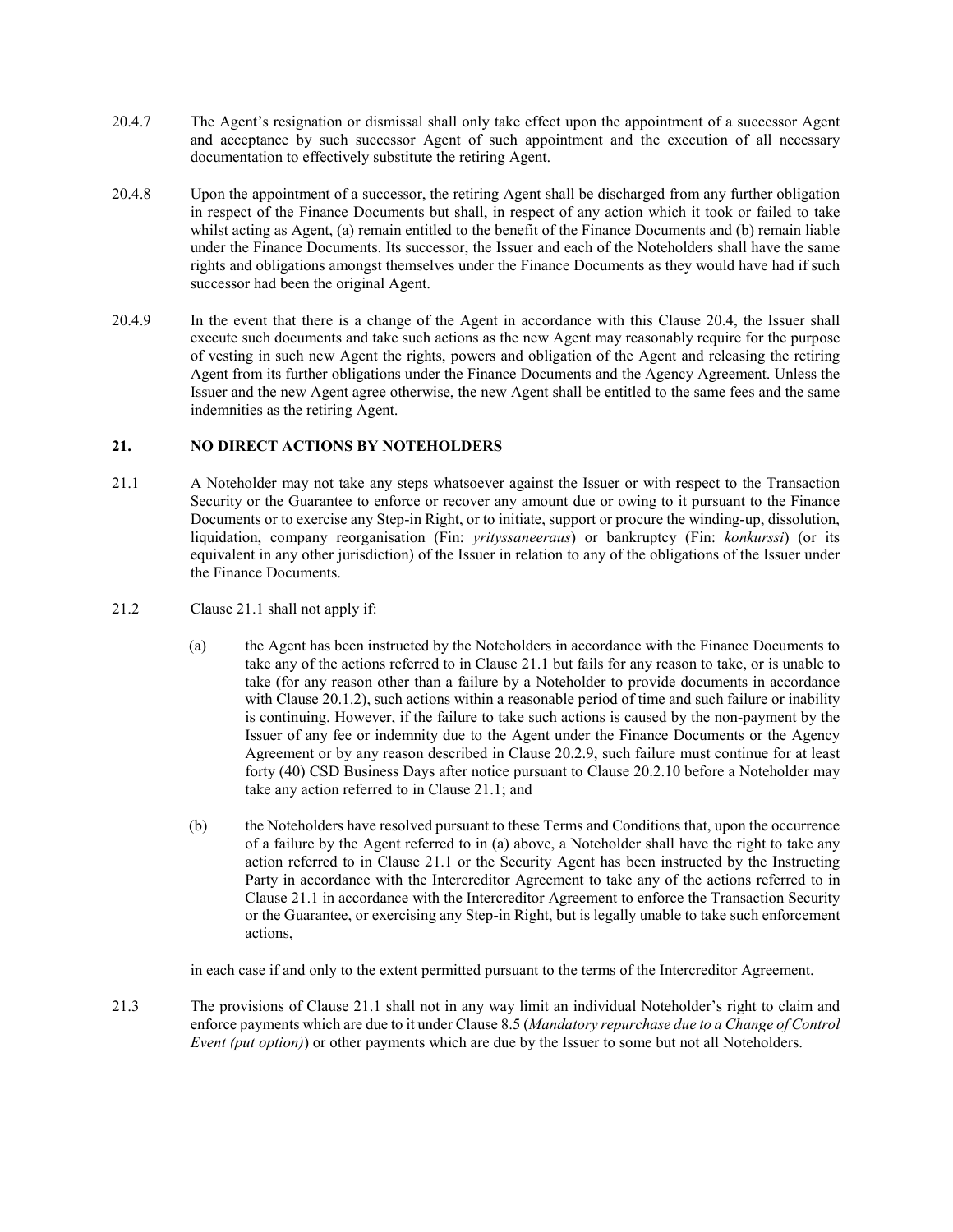20.4.7 The Agent's resignation or dismissal shall only take effect upon the appointment of a successor Agent and acceptance by such successor Agent of such appointment and the execution of all necessary documentation to effectively substitute the retiring Agent.

20.4.8 Upon the appointment of a successor, the retiring Agent shall be discharged from any further obligation in respect of the Finance Documents but shall, in respect of any action which it took or failed to take whilst acting as Agent, (a) remain entitled to the benefit of the Finance Documents and (b) remain liable under the Finance Documents. Its successor, the Issuer and each of the Noteholders shall have the same rights and obligations amongst themselves under the Finance Documents as they would have had if such successor had been the original Agent.

20.4.9 In the event that there is a change of the Agent in accordance with this Clause 20.4, the Issuer shall execute such documents and take such actions as the new Agent may reasonably require for the purpose of vesting in such new Agent the rights, powers and obligation of the Agent and releasing the retiring Agent from its further obligations under the Finance Documents and the Agency Agreement. Unless the Issuer and the new Agent agree otherwise, the new Agent shall be entitled to the same fees and the same indemnities as the retiring Agent.

## 21. NO DIRECT ACTIONS BY NOTEHOLDERS

21.1 A Noteholder may not take any steps whatsoever against the Issuer or with respect to the Transaction Security or the Guarantee to enforce or recover any amount due or owing to it pursuant to the Finance Documents or to exercise any Step-in Right, or to initiate, support or procure the winding-up, dissolution, liquidation, company reorganisation (Fin: *yrityssaneeraus*) or bankruptcy (Fin: *konkurssi*) (or its equivalent in any other jurisdiction) of the Issuer in relation to any of the obligations of the Issuer under the Finance Documents.

21.2 Clause 21.1 shall not apply if:

(a) the Agent has been instructed by the Noteholders in accordance with the Finance Documents to take any of the actions referred to in Clause 21.1 but fails for any reason to take, or is unable to take (for any reason other than a failure by a Noteholder to provide documents in accordance with Clause 20.1.2), such actions within a reasonable period of time and such failure or inability is continuing. However, if the failure to take such actions is caused by the non-payment by the Issuer of any fee or indemnity due to the Agent under the Finance Documents or the Agency Agreement or by any reason described in Clause 20.2.9, such failure must continue for at least forty (40) CSD Business Days after notice pursuant to Clause 20.2.10 before a Noteholder may take any action referred to in Clause 21.1; and

(b) the Noteholders have resolved pursuant to these Terms and Conditions that, upon the occurrence of a failure by the Agent referred to in (a) above, a Noteholder shall have the right to take any action referred to in Clause 21.1 or the Security Agent has been instructed by the Instructing Party in accordance with the Intercreditor Agreement to take any of the actions referred to in Clause 21.1 in accordance with the Intercreditor Agreement to enforce the Transaction Security or the Guarantee, or exercising any Step-in Right, but is legally unable to take such enforcement actions,

in each case if and only to the extent permitted pursuant to the terms of the Intercreditor Agreement.

21.3 The provisions of Clause 21.1 shall not in any way limit an individual Noteholder's right to claim and enforce payments which are due to it under Clause 8.5 (*Mandatory repurchase due to a Change of Control Event (put option)*) or other payments which are due by the Issuer to some but not all Noteholders.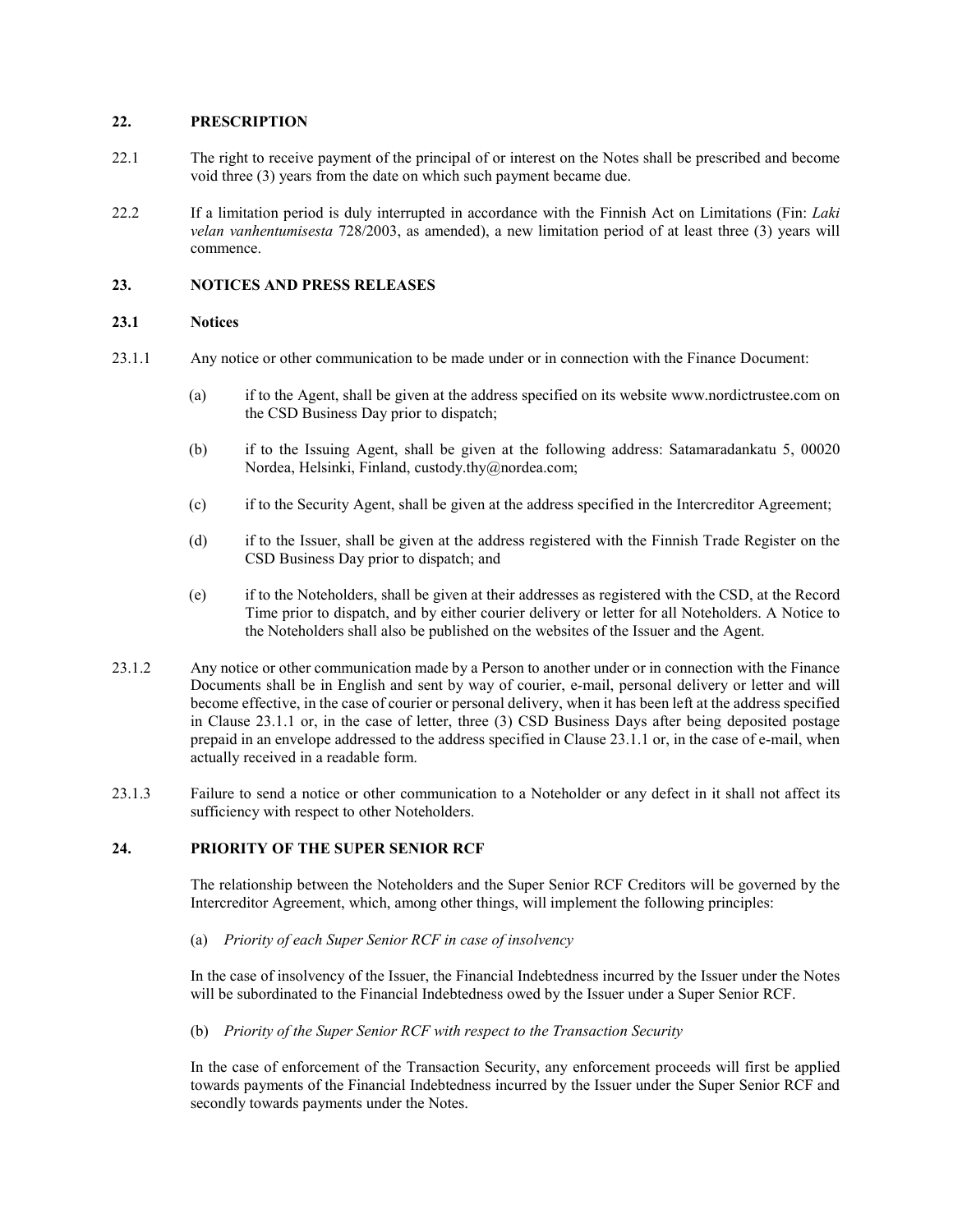## 22. PRESCRIPTION

22.1 The right to receive payment of the principal of or interest on the Notes shall be prescribed and become void three (3) years from the date on which such payment became due.

22.2 If a limitation period is duly interrupted in accordance with the Finnish Act on Limitations (Fin: *Laki velan vanhentumisesta* 728/2003, as amended), a new limitation period of at least three (3) years will commence.

## 23. NOTICES AND PRESS RELEASES

### 23.1 Notices

23.1.1 Any notice or other communication to be made under or in connection with the Finance Document:

(a) if to the Agent, shall be given at the address specified on its website www.nordictrustee.com on the CSD Business Day prior to dispatch;

(b) if to the Issuing Agent, shall be given at the following address: Satamaradankatu 5, 00020 Nordea, Helsinki, Finland, custody.thy@nordea.com;

(c) if to the Security Agent, shall be given at the address specified in the Intercreditor Agreement;

(d) if to the Issuer, shall be given at the address registered with the Finnish Trade Register on the CSD Business Day prior to dispatch; and

(e) if to the Noteholders, shall be given at their addresses as registered with the CSD, at the Record Time prior to dispatch, and by either courier delivery or letter for all Noteholders. A Notice to the Noteholders shall also be published on the websites of the Issuer and the Agent.

23.1.2 Any notice or other communication made by a Person to another under or in connection with the Finance Documents shall be in English and sent by way of courier, e-mail, personal delivery or letter and will become effective, in the case of courier or personal delivery, when it has been left at the address specified in Clause 23.1.1 or, in the case of letter, three (3) CSD Business Days after being deposited postage prepaid in an envelope addressed to the address specified in Clause 23.1.1 or, in the case of e-mail, when actually received in a readable form.

23.1.3 Failure to send a notice or other communication to a Noteholder or any defect in it shall not affect its sufficiency with respect to other Noteholders.

## 24. PRIORITY OF THE SUPER SENIOR RCF

The relationship between the Noteholders and the Super Senior RCF Creditors will be governed by the Intercreditor Agreement, which, among other things, will implement the following principles:

(a) *Priority of each Super Senior RCF in case of insolvency*

In the case of insolvency of the Issuer, the Financial Indebtedness incurred by the Issuer under the Notes will be subordinated to the Financial Indebtedness owed by the Issuer under a Super Senior RCF.

(b) *Priority of the Super Senior RCF with respect to the Transaction Security*

In the case of enforcement of the Transaction Security, any enforcement proceeds will first be applied towards payments of the Financial Indebtedness incurred by the Issuer under the Super Senior RCF and secondly towards payments under the Notes.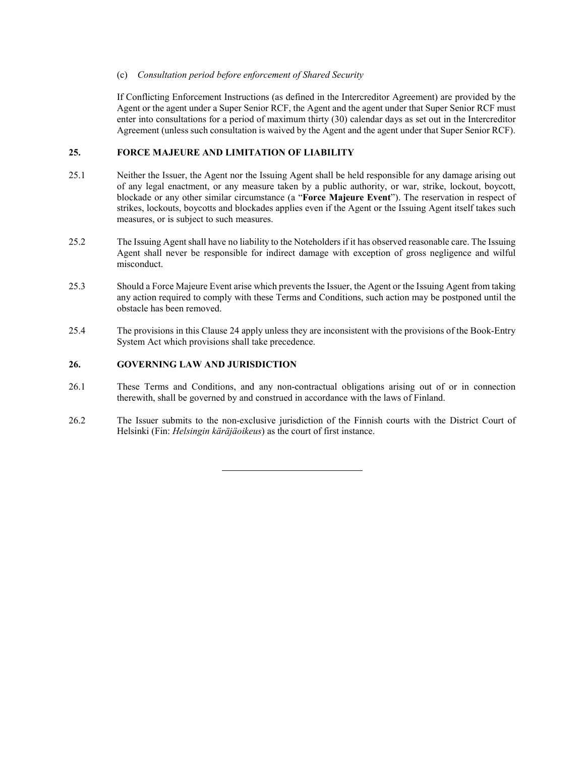(c) *Consultation period before enforcement of Shared Security*

If Conflicting Enforcement Instructions (as defined in the Intercreditor Agreement) are provided by the Agent or the agent under a Super Senior RCF, the Agent and the agent under that Super Senior RCF must enter into consultations for a period of maximum thirty (30) calendar days as set out in the Intercreditor Agreement (unless such consultation is waived by the Agent and the agent under that Super Senior RCF).

## 25. FORCE MAJEURE AND LIMITATION OF LIABILITY

25.1 Neither the Issuer, the Agent nor the Issuing Agent shall be held responsible for any damage arising out of any legal enactment, or any measure taken by a public authority, or war, strike, lockout, boycott, blockade or any other similar circumstance (a "**Force Majeure Event**"). The reservation in respect of strikes, lockouts, boycotts and blockades applies even if the Agent or the Issuing Agent itself takes such measures, or is subject to such measures.

25.2 The Issuing Agent shall have no liability to the Noteholders if it has observed reasonable care. The Issuing Agent shall never be responsible for indirect damage with exception of gross negligence and wilful misconduct.

25.3 Should a Force Majeure Event arise which prevents the Issuer, the Agent or the Issuing Agent from taking any action required to comply with these Terms and Conditions, such action may be postponed until the obstacle has been removed.

25.4 The provisions in this Clause 24 apply unless they are inconsistent with the provisions of the Book-Entry System Act which provisions shall take precedence.

## 26. GOVERNING LAW AND JURISDICTION

26.1 These Terms and Conditions, and any non-contractual obligations arising out of or in connection therewith, shall be governed by and construed in accordance with the laws of Finland.

26.2 The Issuer submits to the non-exclusive jurisdiction of the Finnish courts with the District Court of Helsinki (Fin: *Helsingin käräjäoikeus*) as the court of first instance.

---